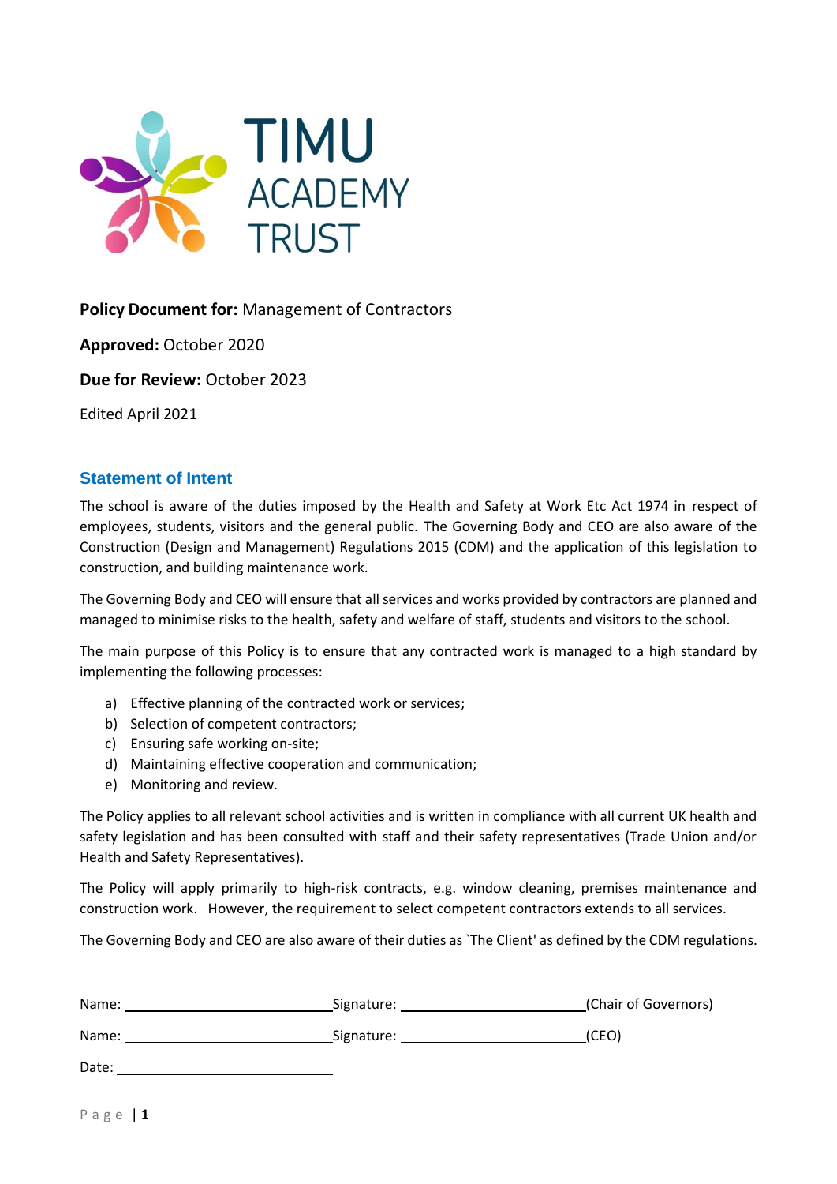TIMU ACADEMY TRUST

**Policy Document for:** Management of Contractors

**Approved:** October 2020

**Due for Review:** October 2023

Edited April 2021

## Statement of Intent

The school is aware of the duties imposed by the Health and Safety at Work Etc Act 1974 in respect of employees, students, visitors and the general public. The Governing Body and CEO are also aware of the Construction (Design and Management) Regulations 2015 (CDM) and the application of this legislation to construction, and building maintenance work.

The Governing Body and CEO will ensure that all services and works provided by contractors are planned and managed to minimise risks to the health, safety and welfare of staff, students and visitors to the school.

The main purpose of this Policy is to ensure that any contracted work is managed to a high standard by implementing the following processes:

a) Effective planning of the contracted work or services;
b) Selection of competent contractors;
c) Ensuring safe working on-site;
d) Maintaining effective cooperation and communication;
e) Monitoring and review.

The Policy applies to all relevant school activities and is written in compliance with all current UK health and safety legislation and has been consulted with staff and their safety representatives (Trade Union and/or Health and Safety Representatives).

The Policy will apply primarily to high-risk contracts, e.g. window cleaning, premises maintenance and construction work. However, the requirement to select competent contractors extends to all services.

The Governing Body and CEO are also aware of their duties as `The Client' as defined by the CDM regulations.

Name: ______________________ Signature: ______________________ (Chair of Governors)

Name: ______________________ Signature: ______________________ (CEO)

Date: ______________________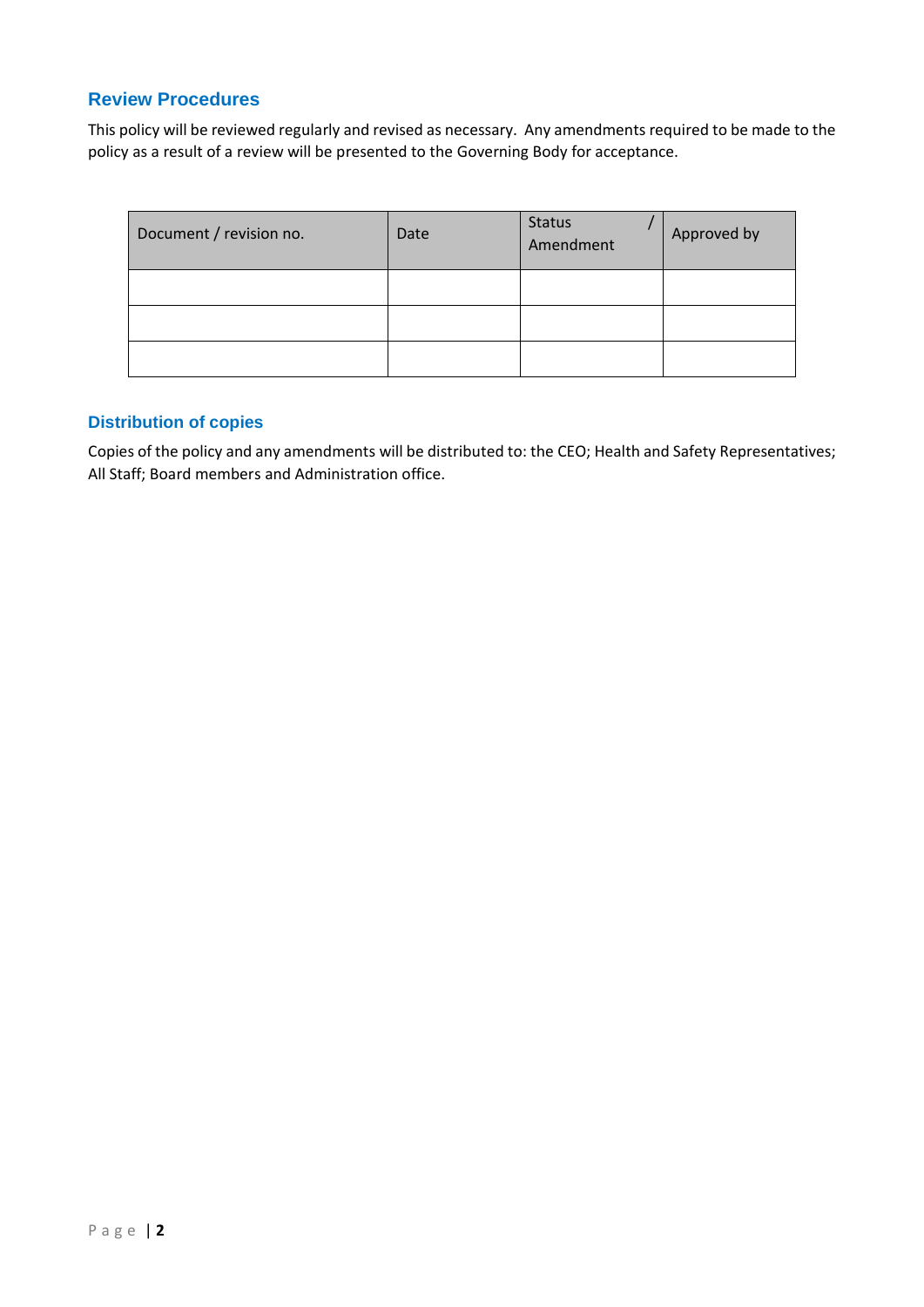## Review Procedures

This policy will be reviewed regularly and revised as necessary. Any amendments required to be made to the policy as a result of a review will be presented to the Governing Body for acceptance.

| Document / revision no. | Date | Status / Amendment | Approved by |
|---|---|---|---|
| | | | |
| | | | |
| | | | |

## Distribution of copies

Copies of the policy and any amendments will be distributed to: the CEO; Health and Safety Representatives; All Staff; Board members and Administration office.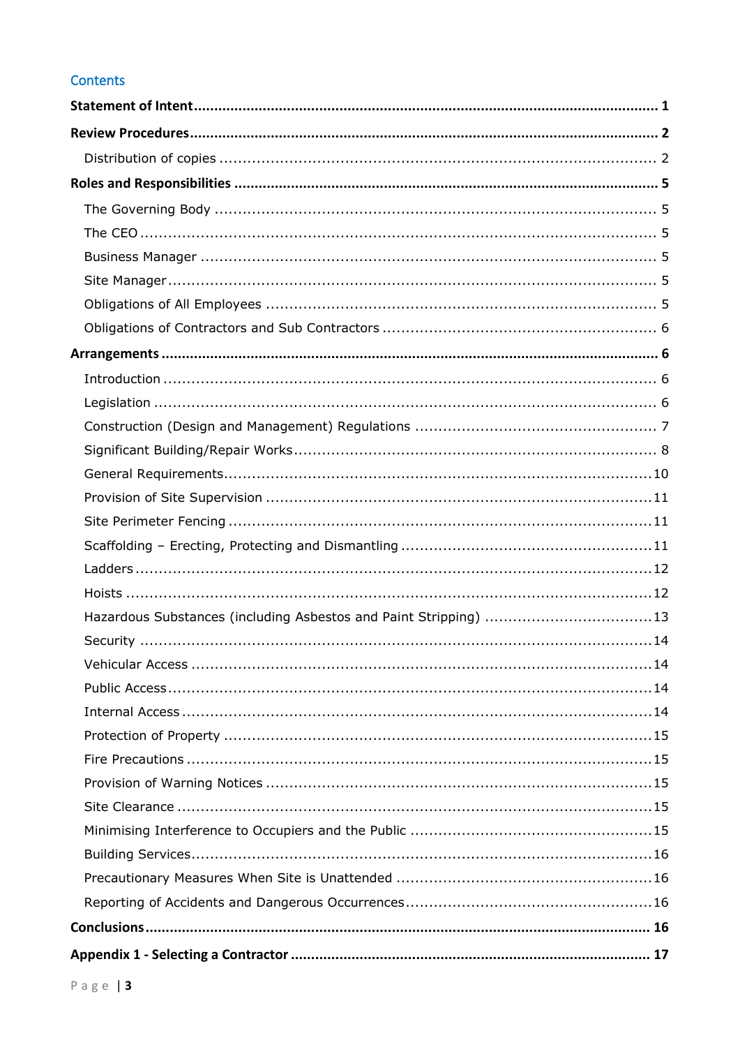## Contents

**Statement of Intent** ..... **1**

**Review Procedures** ..... **2**

- Distribution of copies ..... 2

**Roles and Responsibilities** ..... **5**

- The Governing Body ..... 5
- The CEO ..... 5
- Business Manager ..... 5
- Site Manager ..... 5
- Obligations of All Employees ..... 5
- Obligations of Contractors and Sub Contractors ..... 6

**Arrangements** ..... **6**

- Introduction ..... 6
- Legislation ..... 6
- Construction (Design and Management) Regulations ..... 7
- Significant Building/Repair Works ..... 8
- General Requirements ..... 10
- Provision of Site Supervision ..... 11
- Site Perimeter Fencing ..... 11
- Scaffolding – Erecting, Protecting and Dismantling ..... 11
- Ladders ..... 12
- Hoists ..... 12
- Hazardous Substances (including Asbestos and Paint Stripping) ..... 13
- Security ..... 14
- Vehicular Access ..... 14
- Public Access ..... 14
- Internal Access ..... 14
- Protection of Property ..... 15
- Fire Precautions ..... 15
- Provision of Warning Notices ..... 15
- Site Clearance ..... 15
- Minimising Interference to Occupiers and the Public ..... 15
- Building Services ..... 16
- Precautionary Measures When Site is Unattended ..... 16
- Reporting of Accidents and Dangerous Occurrences ..... 16

**Conclusions** ..... **16**

**Appendix 1 - Selecting a Contractor** ..... **17**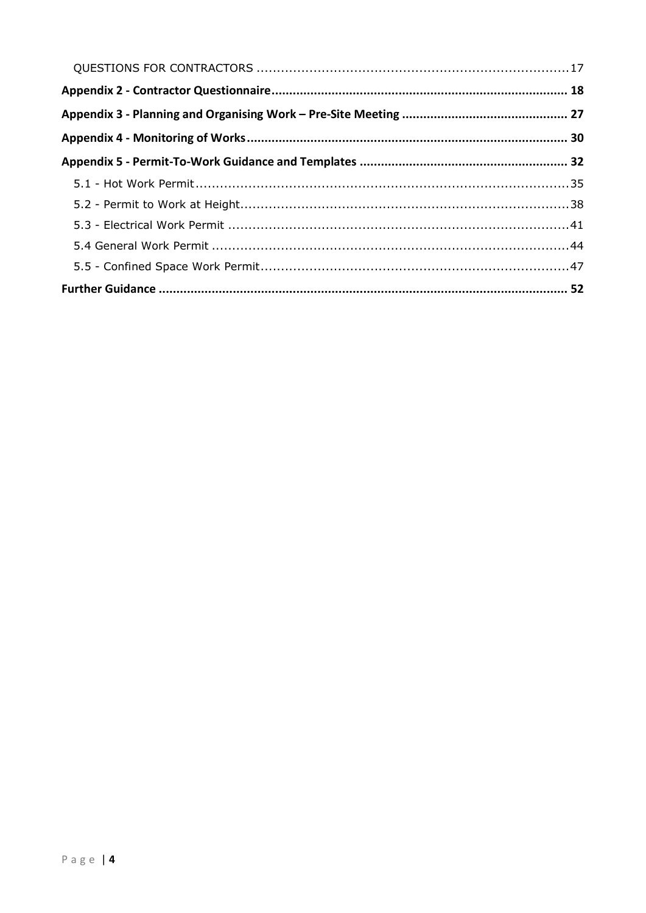QUESTIONS FOR CONTRACTORS ....................................................................................17

**Appendix 2 - Contractor Questionnaire.................................................................................... 18**

**Appendix 3 - Planning and Organising Work – Pre-Site Meeting ............................................... 27**

**Appendix 4 - Monitoring of Works........................................................................................... 30**

**Appendix 5 - Permit-To-Work Guidance and Templates ........................................................... 32**

5.1 - Hot Work Permit.............................................................................................35

5.2 - Permit to Work at Height.................................................................................38

5.3 - Electrical Work Permit ....................................................................................41

5.4 General Work Permit ........................................................................................44

5.5 - Confined Space Work Permit............................................................................47

**Further Guidance .................................................................................................................. 52**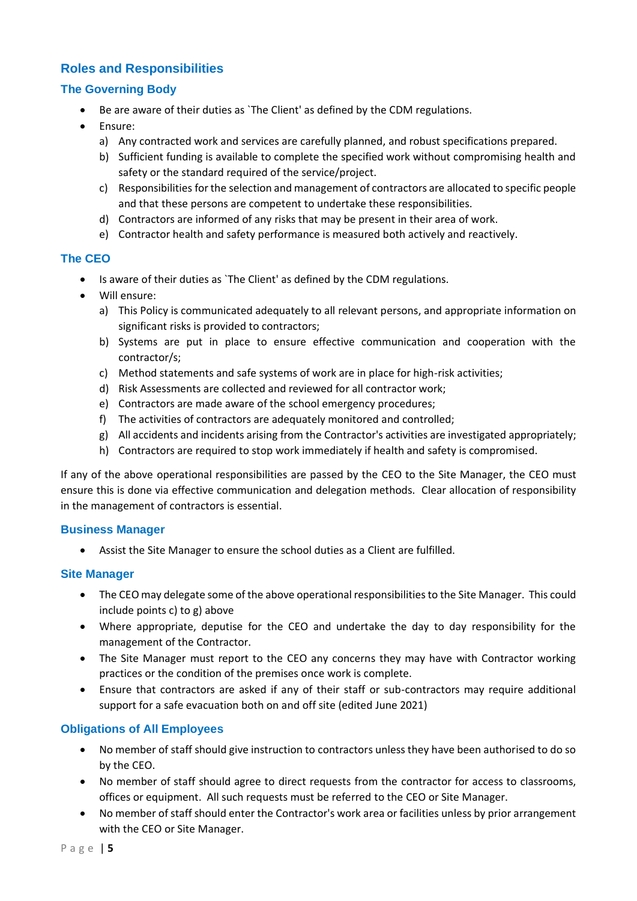## Roles and Responsibilities

### The Governing Body

- Be are aware of their duties as `The Client' as defined by the CDM regulations.
- Ensure:
  a) Any contracted work and services are carefully planned, and robust specifications prepared.
  b) Sufficient funding is available to complete the specified work without compromising health and safety or the standard required of the service/project.
  c) Responsibilities for the selection and management of contractors are allocated to specific people and that these persons are competent to undertake these responsibilities.
  d) Contractors are informed of any risks that may be present in their area of work.
  e) Contractor health and safety performance is measured both actively and reactively.

### The CEO

- Is aware of their duties as `The Client' as defined by the CDM regulations.
- Will ensure:
  a) This Policy is communicated adequately to all relevant persons, and appropriate information on significant risks is provided to contractors;
  b) Systems are put in place to ensure effective communication and cooperation with the contractor/s;
  c) Method statements and safe systems of work are in place for high-risk activities;
  d) Risk Assessments are collected and reviewed for all contractor work;
  e) Contractors are made aware of the school emergency procedures;
  f) The activities of contractors are adequately monitored and controlled;
  g) All accidents and incidents arising from the Contractor's activities are investigated appropriately;
  h) Contractors are required to stop work immediately if health and safety is compromised.

If any of the above operational responsibilities are passed by the CEO to the Site Manager, the CEO must ensure this is done via effective communication and delegation methods. Clear allocation of responsibility in the management of contractors is essential.

### Business Manager

- Assist the Site Manager to ensure the school duties as a Client are fulfilled.

### Site Manager

- The CEO may delegate some of the above operational responsibilities to the Site Manager. This could include points c) to g) above
- Where appropriate, deputise for the CEO and undertake the day to day responsibility for the management of the Contractor.
- The Site Manager must report to the CEO any concerns they may have with Contractor working practices or the condition of the premises once work is complete.
- Ensure that contractors are asked if any of their staff or sub-contractors may require additional support for a safe evacuation both on and off site (edited June 2021)

### Obligations of All Employees

- No member of staff should give instruction to contractors unless they have been authorised to do so by the CEO.
- No member of staff should agree to direct requests from the contractor for access to classrooms, offices or equipment. All such requests must be referred to the CEO or Site Manager.
- No member of staff should enter the Contractor's work area or facilities unless by prior arrangement with the CEO or Site Manager.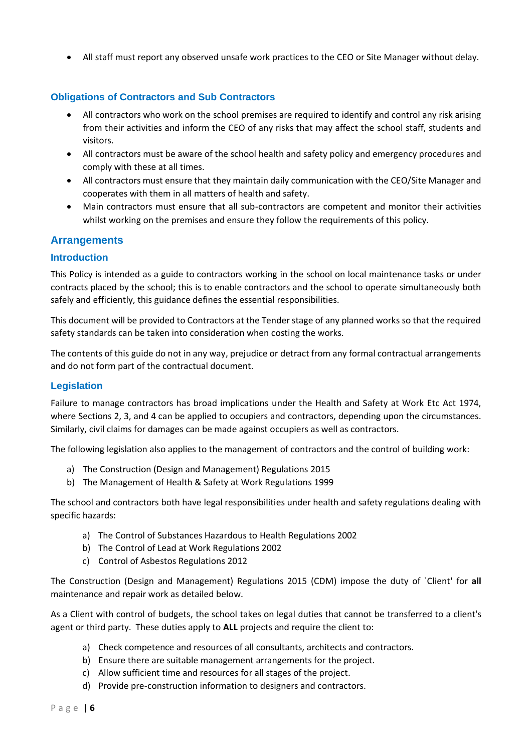- All staff must report any observed unsafe work practices to the CEO or Site Manager without delay.

### Obligations of Contractors and Sub Contractors

- All contractors who work on the school premises are required to identify and control any risk arising from their activities and inform the CEO of any risks that may affect the school staff, students and visitors.
- All contractors must be aware of the school health and safety policy and emergency procedures and comply with these at all times.
- All contractors must ensure that they maintain daily communication with the CEO/Site Manager and cooperates with them in all matters of health and safety.
- Main contractors must ensure that all sub-contractors are competent and monitor their activities whilst working on the premises and ensure they follow the requirements of this policy.

## Arrangements

### Introduction

This Policy is intended as a guide to contractors working in the school on local maintenance tasks or under contracts placed by the school; this is to enable contractors and the school to operate simultaneously both safely and efficiently, this guidance defines the essential responsibilities.

This document will be provided to Contractors at the Tender stage of any planned works so that the required safety standards can be taken into consideration when costing the works.

The contents of this guide do not in any way, prejudice or detract from any formal contractual arrangements and do not form part of the contractual document.

### Legislation

Failure to manage contractors has broad implications under the Health and Safety at Work Etc Act 1974, where Sections 2, 3, and 4 can be applied to occupiers and contractors, depending upon the circumstances. Similarly, civil claims for damages can be made against occupiers as well as contractors.

The following legislation also applies to the management of contractors and the control of building work:

a) The Construction (Design and Management) Regulations 2015
b) The Management of Health & Safety at Work Regulations 1999

The school and contractors both have legal responsibilities under health and safety regulations dealing with specific hazards:

a) The Control of Substances Hazardous to Health Regulations 2002
b) The Control of Lead at Work Regulations 2002
c) Control of Asbestos Regulations 2012

The Construction (Design and Management) Regulations 2015 (CDM) impose the duty of `Client' for **all** maintenance and repair work as detailed below.

As a Client with control of budgets, the school takes on legal duties that cannot be transferred to a client's agent or third party. These duties apply to **ALL** projects and require the client to:

a) Check competence and resources of all consultants, architects and contractors.
b) Ensure there are suitable management arrangements for the project.
c) Allow sufficient time and resources for all stages of the project.
d) Provide pre-construction information to designers and contractors.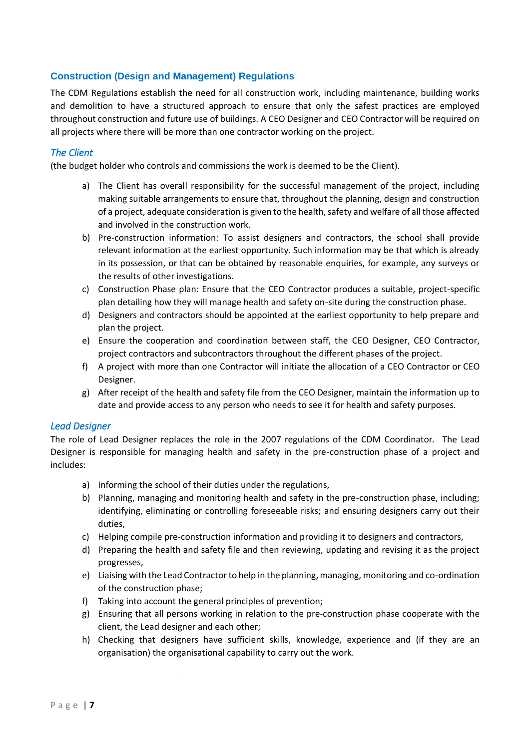## Construction (Design and Management) Regulations

The CDM Regulations establish the need for all construction work, including maintenance, building works and demolition to have a structured approach to ensure that only the safest practices are employed throughout construction and future use of buildings. A CEO Designer and CEO Contractor will be required on all projects where there will be more than one contractor working on the project.

### *The Client*

(the budget holder who controls and commissions the work is deemed to be the Client).

a) The Client has overall responsibility for the successful management of the project, including making suitable arrangements to ensure that, throughout the planning, design and construction of a project, adequate consideration is given to the health, safety and welfare of all those affected and involved in the construction work.
b) Pre-construction information: To assist designers and contractors, the school shall provide relevant information at the earliest opportunity. Such information may be that which is already in its possession, or that can be obtained by reasonable enquiries, for example, any surveys or the results of other investigations.
c) Construction Phase plan: Ensure that the CEO Contractor produces a suitable, project-specific plan detailing how they will manage health and safety on-site during the construction phase.
d) Designers and contractors should be appointed at the earliest opportunity to help prepare and plan the project.
e) Ensure the cooperation and coordination between staff, the CEO Designer, CEO Contractor, project contractors and subcontractors throughout the different phases of the project.
f) A project with more than one Contractor will initiate the allocation of a CEO Contractor or CEO Designer.
g) After receipt of the health and safety file from the CEO Designer, maintain the information up to date and provide access to any person who needs to see it for health and safety purposes.

### *Lead Designer*

The role of Lead Designer replaces the role in the 2007 regulations of the CDM Coordinator. The Lead Designer is responsible for managing health and safety in the pre-construction phase of a project and includes:

a) Informing the school of their duties under the regulations,
b) Planning, managing and monitoring health and safety in the pre-construction phase, including; identifying, eliminating or controlling foreseeable risks; and ensuring designers carry out their duties,
c) Helping compile pre-construction information and providing it to designers and contractors,
d) Preparing the health and safety file and then reviewing, updating and revising it as the project progresses,
e) Liaising with the Lead Contractor to help in the planning, managing, monitoring and co-ordination of the construction phase;
f) Taking into account the general principles of prevention;
g) Ensuring that all persons working in relation to the pre-construction phase cooperate with the client, the Lead designer and each other;
h) Checking that designers have sufficient skills, knowledge, experience and (if they are an organisation) the organisational capability to carry out the work.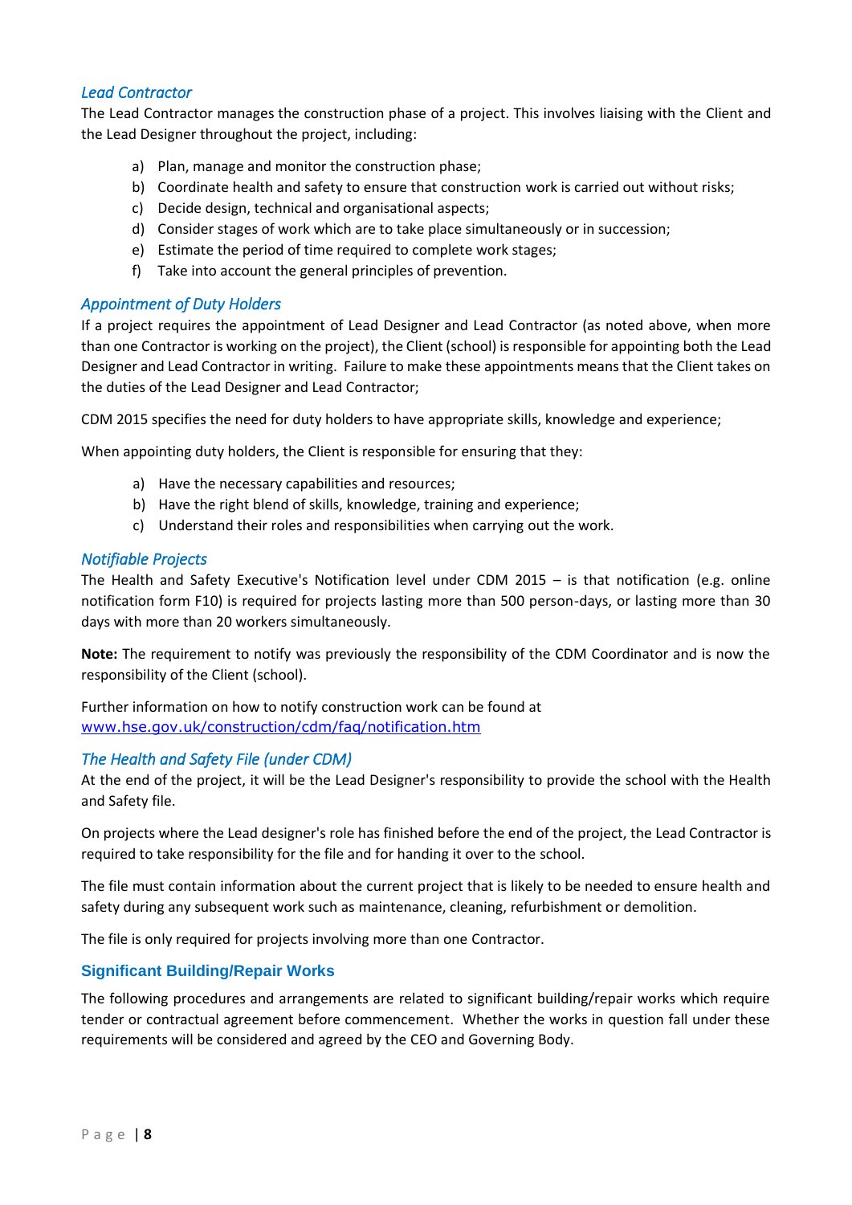### *Lead Contractor*

The Lead Contractor manages the construction phase of a project. This involves liaising with the Client and the Lead Designer throughout the project, including:

a) Plan, manage and monitor the construction phase;
b) Coordinate health and safety to ensure that construction work is carried out without risks;
c) Decide design, technical and organisational aspects;
d) Consider stages of work which are to take place simultaneously or in succession;
e) Estimate the period of time required to complete work stages;
f) Take into account the general principles of prevention.

### *Appointment of Duty Holders*

If a project requires the appointment of Lead Designer and Lead Contractor (as noted above, when more than one Contractor is working on the project), the Client (school) is responsible for appointing both the Lead Designer and Lead Contractor in writing. Failure to make these appointments means that the Client takes on the duties of the Lead Designer and Lead Contractor;

CDM 2015 specifies the need for duty holders to have appropriate skills, knowledge and experience;

When appointing duty holders, the Client is responsible for ensuring that they:

a) Have the necessary capabilities and resources;
b) Have the right blend of skills, knowledge, training and experience;
c) Understand their roles and responsibilities when carrying out the work.

### *Notifiable Projects*

The Health and Safety Executive's Notification level under CDM 2015 – is that notification (e.g. online notification form F10) is required for projects lasting more than 500 person-days, or lasting more than 30 days with more than 20 workers simultaneously.

**Note:** The requirement to notify was previously the responsibility of the CDM Coordinator and is now the responsibility of the Client (school).

Further information on how to notify construction work can be found at
www.hse.gov.uk/construction/cdm/faq/notification.htm

### *The Health and Safety File (under CDM)*

At the end of the project, it will be the Lead Designer's responsibility to provide the school with the Health and Safety file.

On projects where the Lead designer's role has finished before the end of the project, the Lead Contractor is required to take responsibility for the file and for handing it over to the school.

The file must contain information about the current project that is likely to be needed to ensure health and safety during any subsequent work such as maintenance, cleaning, refurbishment or demolition.

The file is only required for projects involving more than one Contractor.

## Significant Building/Repair Works

The following procedures and arrangements are related to significant building/repair works which require tender or contractual agreement before commencement. Whether the works in question fall under these requirements will be considered and agreed by the CEO and Governing Body.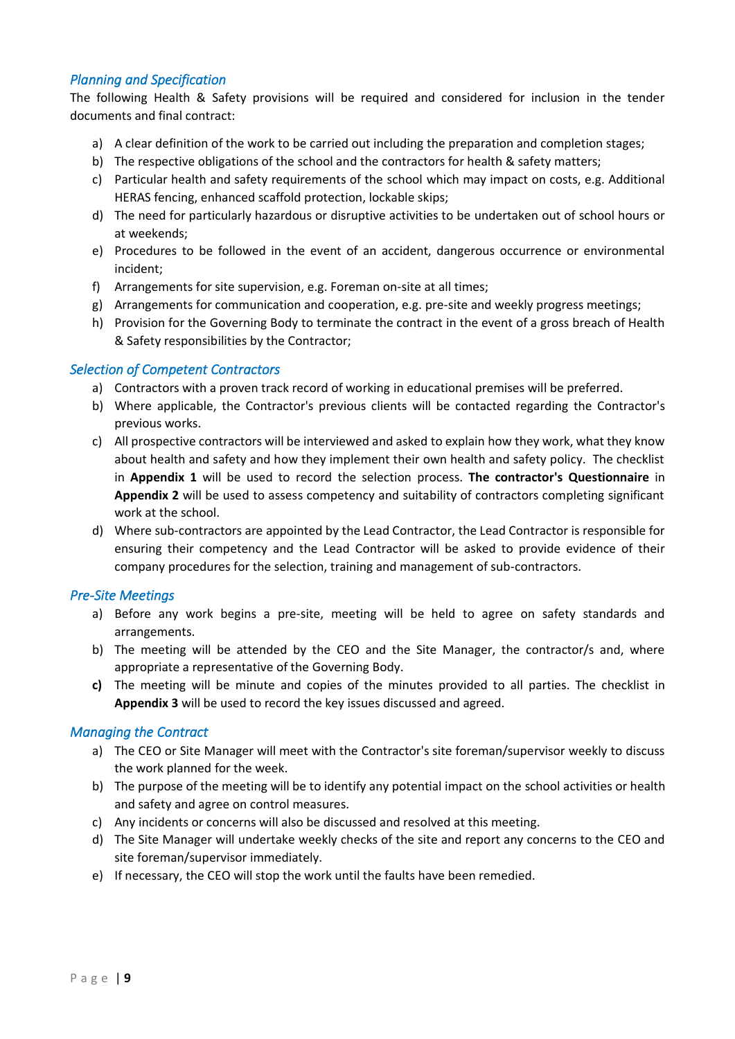### *Planning and Specification*

The following Health & Safety provisions will be required and considered for inclusion in the tender documents and final contract:

a) A clear definition of the work to be carried out including the preparation and completion stages;
b) The respective obligations of the school and the contractors for health & safety matters;
c) Particular health and safety requirements of the school which may impact on costs, e.g. Additional HERAS fencing, enhanced scaffold protection, lockable skips;
d) The need for particularly hazardous or disruptive activities to be undertaken out of school hours or at weekends;
e) Procedures to be followed in the event of an accident, dangerous occurrence or environmental incident;
f) Arrangements for site supervision, e.g. Foreman on-site at all times;
g) Arrangements for communication and cooperation, e.g. pre-site and weekly progress meetings;
h) Provision for the Governing Body to terminate the contract in the event of a gross breach of Health & Safety responsibilities by the Contractor;

### *Selection of Competent Contractors*

a) Contractors with a proven track record of working in educational premises will be preferred.
b) Where applicable, the Contractor's previous clients will be contacted regarding the Contractor's previous works.
c) All prospective contractors will be interviewed and asked to explain how they work, what they know about health and safety and how they implement their own health and safety policy. The checklist in **Appendix 1** will be used to record the selection process. **The contractor's Questionnaire** in **Appendix 2** will be used to assess competency and suitability of contractors completing significant work at the school.
d) Where sub-contractors are appointed by the Lead Contractor, the Lead Contractor is responsible for ensuring their competency and the Lead Contractor will be asked to provide evidence of their company procedures for the selection, training and management of sub-contractors.

### *Pre-Site Meetings*

a) Before any work begins a pre-site, meeting will be held to agree on safety standards and arrangements.
b) The meeting will be attended by the CEO and the Site Manager, the contractor/s and, where appropriate a representative of the Governing Body.
**c)** The meeting will be minute and copies of the minutes provided to all parties. The checklist in **Appendix 3** will be used to record the key issues discussed and agreed.

### *Managing the Contract*

a) The CEO or Site Manager will meet with the Contractor's site foreman/supervisor weekly to discuss the work planned for the week.
b) The purpose of the meeting will be to identify any potential impact on the school activities or health and safety and agree on control measures.
c) Any incidents or concerns will also be discussed and resolved at this meeting.
d) The Site Manager will undertake weekly checks of the site and report any concerns to the CEO and site foreman/supervisor immediately.
e) If necessary, the CEO will stop the work until the faults have been remedied.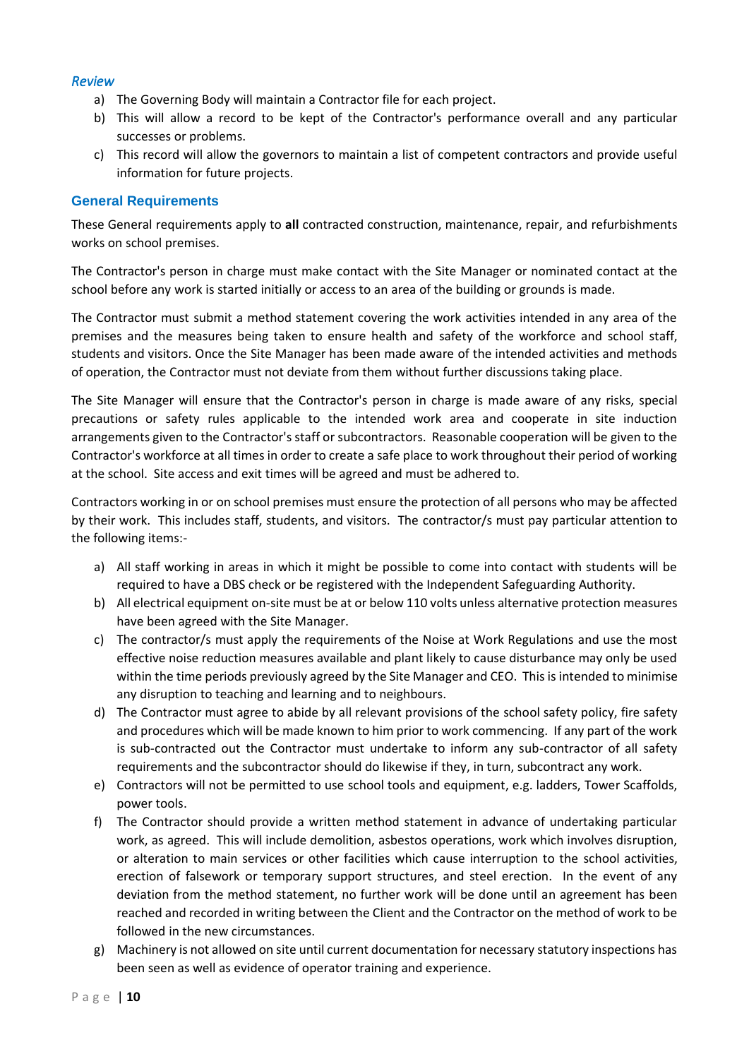### *Review*

a) The Governing Body will maintain a Contractor file for each project.
b) This will allow a record to be kept of the Contractor's performance overall and any particular successes or problems.
c) This record will allow the governors to maintain a list of competent contractors and provide useful information for future projects.

## General Requirements

These General requirements apply to **all** contracted construction, maintenance, repair, and refurbishments works on school premises.

The Contractor's person in charge must make contact with the Site Manager or nominated contact at the school before any work is started initially or access to an area of the building or grounds is made.

The Contractor must submit a method statement covering the work activities intended in any area of the premises and the measures being taken to ensure health and safety of the workforce and school staff, students and visitors. Once the Site Manager has been made aware of the intended activities and methods of operation, the Contractor must not deviate from them without further discussions taking place.

The Site Manager will ensure that the Contractor's person in charge is made aware of any risks, special precautions or safety rules applicable to the intended work area and cooperate in site induction arrangements given to the Contractor's staff or subcontractors. Reasonable cooperation will be given to the Contractor's workforce at all times in order to create a safe place to work throughout their period of working at the school. Site access and exit times will be agreed and must be adhered to.

Contractors working in or on school premises must ensure the protection of all persons who may be affected by their work. This includes staff, students, and visitors. The contractor/s must pay particular attention to the following items:-

a) All staff working in areas in which it might be possible to come into contact with students will be required to have a DBS check or be registered with the Independent Safeguarding Authority.
b) All electrical equipment on-site must be at or below 110 volts unless alternative protection measures have been agreed with the Site Manager.
c) The contractor/s must apply the requirements of the Noise at Work Regulations and use the most effective noise reduction measures available and plant likely to cause disturbance may only be used within the time periods previously agreed by the Site Manager and CEO. This is intended to minimise any disruption to teaching and learning and to neighbours.
d) The Contractor must agree to abide by all relevant provisions of the school safety policy, fire safety and procedures which will be made known to him prior to work commencing. If any part of the work is sub-contracted out the Contractor must undertake to inform any sub-contractor of all safety requirements and the subcontractor should do likewise if they, in turn, subcontract any work.
e) Contractors will not be permitted to use school tools and equipment, e.g. ladders, Tower Scaffolds, power tools.
f) The Contractor should provide a written method statement in advance of undertaking particular work, as agreed. This will include demolition, asbestos operations, work which involves disruption, or alteration to main services or other facilities which cause interruption to the school activities, erection of falsework or temporary support structures, and steel erection. In the event of any deviation from the method statement, no further work will be done until an agreement has been reached and recorded in writing between the Client and the Contractor on the method of work to be followed in the new circumstances.
g) Machinery is not allowed on site until current documentation for necessary statutory inspections has been seen as well as evidence of operator training and experience.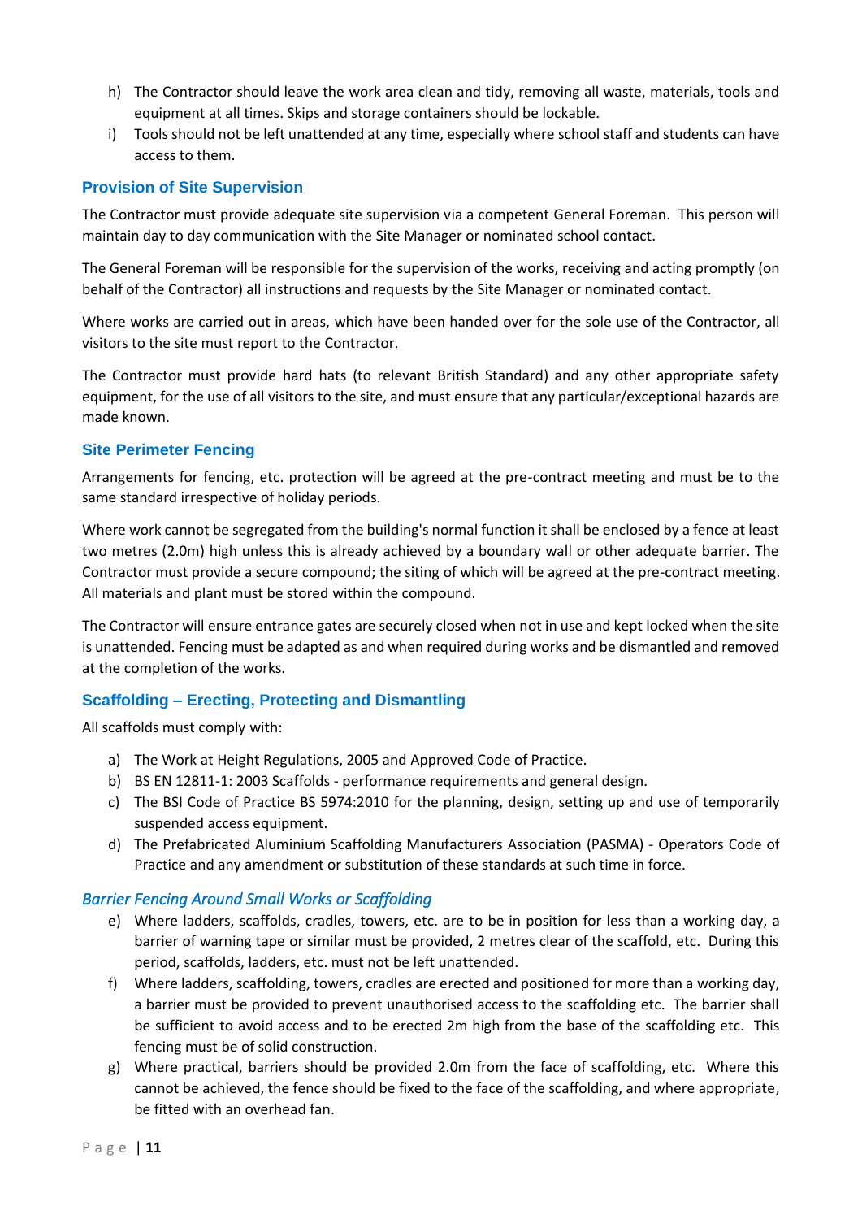h) The Contractor should leave the work area clean and tidy, removing all waste, materials, tools and equipment at all times. Skips and storage containers should be lockable.
i) Tools should not be left unattended at any time, especially where school staff and students can have access to them.

## Provision of Site Supervision

The Contractor must provide adequate site supervision via a competent General Foreman. This person will maintain day to day communication with the Site Manager or nominated school contact.

The General Foreman will be responsible for the supervision of the works, receiving and acting promptly (on behalf of the Contractor) all instructions and requests by the Site Manager or nominated contact.

Where works are carried out in areas, which have been handed over for the sole use of the Contractor, all visitors to the site must report to the Contractor.

The Contractor must provide hard hats (to relevant British Standard) and any other appropriate safety equipment, for the use of all visitors to the site, and must ensure that any particular/exceptional hazards are made known.

## Site Perimeter Fencing

Arrangements for fencing, etc. protection will be agreed at the pre-contract meeting and must be to the same standard irrespective of holiday periods.

Where work cannot be segregated from the building's normal function it shall be enclosed by a fence at least two metres (2.0m) high unless this is already achieved by a boundary wall or other adequate barrier. The Contractor must provide a secure compound; the siting of which will be agreed at the pre-contract meeting. All materials and plant must be stored within the compound.

The Contractor will ensure entrance gates are securely closed when not in use and kept locked when the site is unattended. Fencing must be adapted as and when required during works and be dismantled and removed at the completion of the works.

## Scaffolding – Erecting, Protecting and Dismantling

All scaffolds must comply with:

a) The Work at Height Regulations, 2005 and Approved Code of Practice.
b) BS EN 12811-1: 2003 Scaffolds - performance requirements and general design.
c) The BSI Code of Practice BS 5974:2010 for the planning, design, setting up and use of temporarily suspended access equipment.
d) The Prefabricated Aluminium Scaffolding Manufacturers Association (PASMA) - Operators Code of Practice and any amendment or substitution of these standards at such time in force.

### *Barrier Fencing Around Small Works or Scaffolding*

e) Where ladders, scaffolds, cradles, towers, etc. are to be in position for less than a working day, a barrier of warning tape or similar must be provided, 2 metres clear of the scaffold, etc. During this period, scaffolds, ladders, etc. must not be left unattended.
f) Where ladders, scaffolding, towers, cradles are erected and positioned for more than a working day, a barrier must be provided to prevent unauthorised access to the scaffolding etc. The barrier shall be sufficient to avoid access and to be erected 2m high from the base of the scaffolding etc. This fencing must be of solid construction.
g) Where practical, barriers should be provided 2.0m from the face of scaffolding, etc. Where this cannot be achieved, the fence should be fixed to the face of the scaffolding, and where appropriate, be fitted with an overhead fan.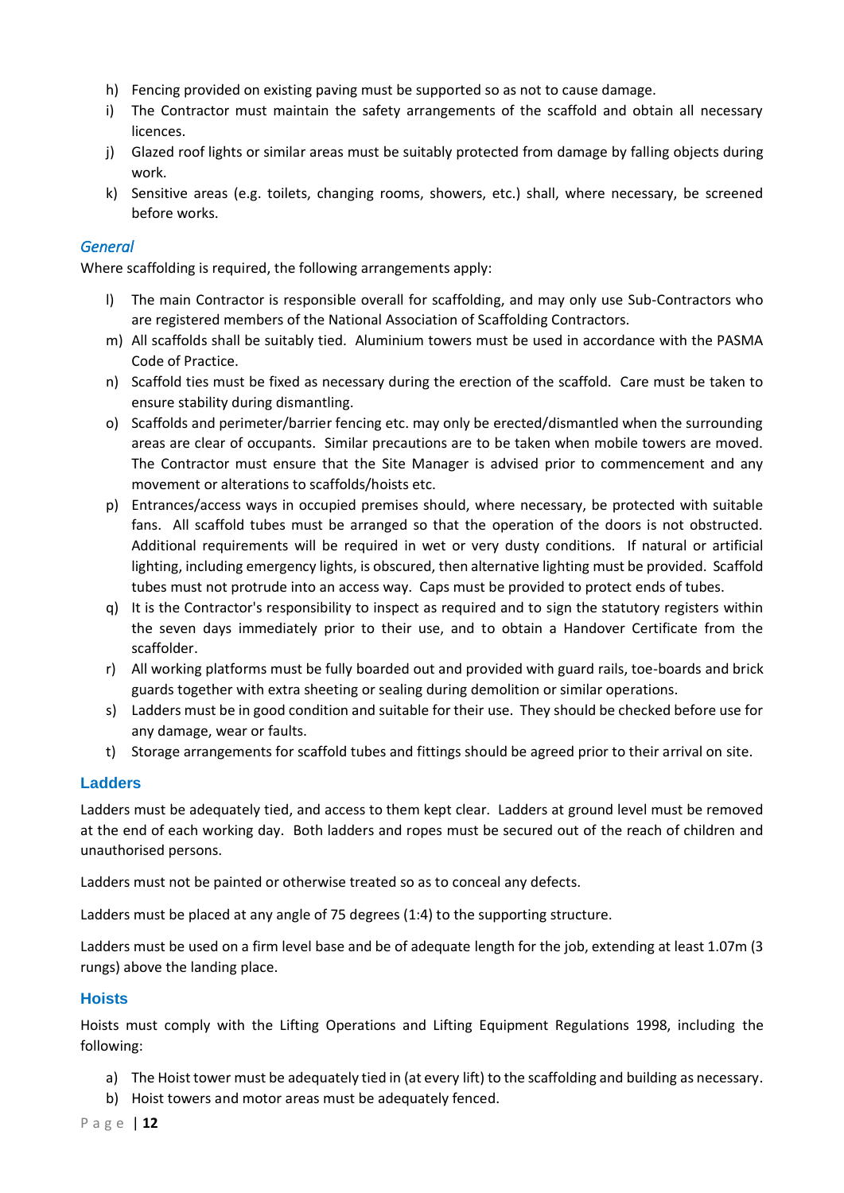h) Fencing provided on existing paving must be supported so as not to cause damage.
i) The Contractor must maintain the safety arrangements of the scaffold and obtain all necessary licences.
j) Glazed roof lights or similar areas must be suitably protected from damage by falling objects during work.
k) Sensitive areas (e.g. toilets, changing rooms, showers, etc.) shall, where necessary, be screened before works.

### *General*

Where scaffolding is required, the following arrangements apply:

l) The main Contractor is responsible overall for scaffolding, and may only use Sub-Contractors who are registered members of the National Association of Scaffolding Contractors.
m) All scaffolds shall be suitably tied. Aluminium towers must be used in accordance with the PASMA Code of Practice.
n) Scaffold ties must be fixed as necessary during the erection of the scaffold. Care must be taken to ensure stability during dismantling.
o) Scaffolds and perimeter/barrier fencing etc. may only be erected/dismantled when the surrounding areas are clear of occupants. Similar precautions are to be taken when mobile towers are moved. The Contractor must ensure that the Site Manager is advised prior to commencement and any movement or alterations to scaffolds/hoists etc.
p) Entrances/access ways in occupied premises should, where necessary, be protected with suitable fans. All scaffold tubes must be arranged so that the operation of the doors is not obstructed. Additional requirements will be required in wet or very dusty conditions. If natural or artificial lighting, including emergency lights, is obscured, then alternative lighting must be provided. Scaffold tubes must not protrude into an access way. Caps must be provided to protect ends of tubes.
q) It is the Contractor's responsibility to inspect as required and to sign the statutory registers within the seven days immediately prior to their use, and to obtain a Handover Certificate from the scaffolder.
r) All working platforms must be fully boarded out and provided with guard rails, toe-boards and brick guards together with extra sheeting or sealing during demolition or similar operations.
s) Ladders must be in good condition and suitable for their use. They should be checked before use for any damage, wear or faults.
t) Storage arrangements for scaffold tubes and fittings should be agreed prior to their arrival on site.

## Ladders

Ladders must be adequately tied, and access to them kept clear. Ladders at ground level must be removed at the end of each working day. Both ladders and ropes must be secured out of the reach of children and unauthorised persons.

Ladders must not be painted or otherwise treated so as to conceal any defects.

Ladders must be placed at any angle of 75 degrees (1:4) to the supporting structure.

Ladders must be used on a firm level base and be of adequate length for the job, extending at least 1.07m (3 rungs) above the landing place.

## Hoists

Hoists must comply with the Lifting Operations and Lifting Equipment Regulations 1998, including the following:

a) The Hoist tower must be adequately tied in (at every lift) to the scaffolding and building as necessary.
b) Hoist towers and motor areas must be adequately fenced.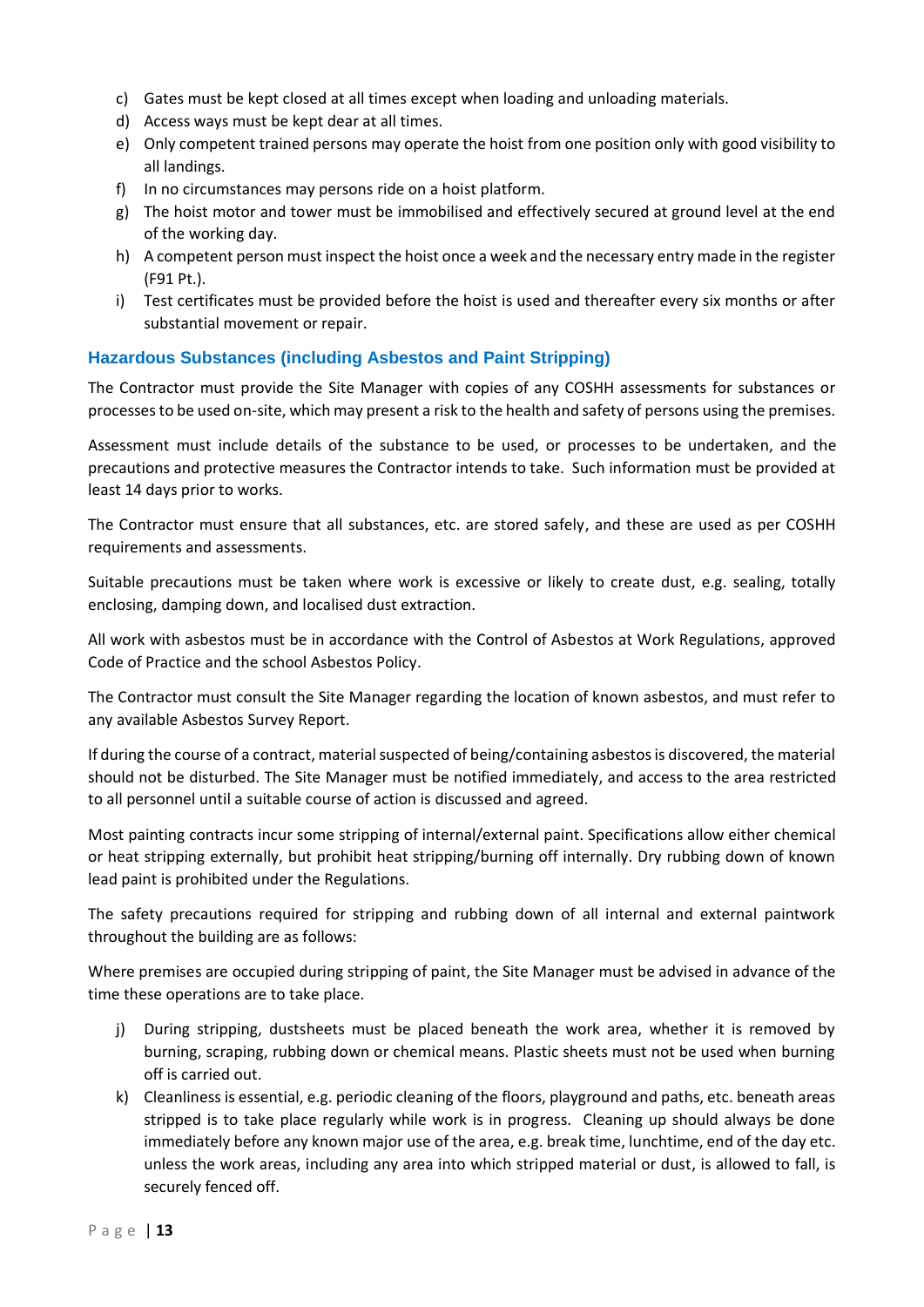c) Gates must be kept closed at all times except when loading and unloading materials.
d) Access ways must be kept dear at all times.
e) Only competent trained persons may operate the hoist from one position only with good visibility to all landings.
f) In no circumstances may persons ride on a hoist platform.
g) The hoist motor and tower must be immobilised and effectively secured at ground level at the end of the working day.
h) A competent person must inspect the hoist once a week and the necessary entry made in the register (F91 Pt.).
i) Test certificates must be provided before the hoist is used and thereafter every six months or after substantial movement or repair.

## Hazardous Substances (including Asbestos and Paint Stripping)

The Contractor must provide the Site Manager with copies of any COSHH assessments for substances or processes to be used on-site, which may present a risk to the health and safety of persons using the premises.

Assessment must include details of the substance to be used, or processes to be undertaken, and the precautions and protective measures the Contractor intends to take. Such information must be provided at least 14 days prior to works.

The Contractor must ensure that all substances, etc. are stored safely, and these are used as per COSHH requirements and assessments.

Suitable precautions must be taken where work is excessive or likely to create dust, e.g. sealing, totally enclosing, damping down, and localised dust extraction.

All work with asbestos must be in accordance with the Control of Asbestos at Work Regulations, approved Code of Practice and the school Asbestos Policy.

The Contractor must consult the Site Manager regarding the location of known asbestos, and must refer to any available Asbestos Survey Report.

If during the course of a contract, material suspected of being/containing asbestos is discovered, the material should not be disturbed. The Site Manager must be notified immediately, and access to the area restricted to all personnel until a suitable course of action is discussed and agreed.

Most painting contracts incur some stripping of internal/external paint. Specifications allow either chemical or heat stripping externally, but prohibit heat stripping/burning off internally. Dry rubbing down of known lead paint is prohibited under the Regulations.

The safety precautions required for stripping and rubbing down of all internal and external paintwork throughout the building are as follows:

Where premises are occupied during stripping of paint, the Site Manager must be advised in advance of the time these operations are to take place.

j) During stripping, dustsheets must be placed beneath the work area, whether it is removed by burning, scraping, rubbing down or chemical means. Plastic sheets must not be used when burning off is carried out.
k) Cleanliness is essential, e.g. periodic cleaning of the floors, playground and paths, etc. beneath areas stripped is to take place regularly while work is in progress. Cleaning up should always be done immediately before any known major use of the area, e.g. break time, lunchtime, end of the day etc. unless the work areas, including any area into which stripped material or dust, is allowed to fall, is securely fenced off.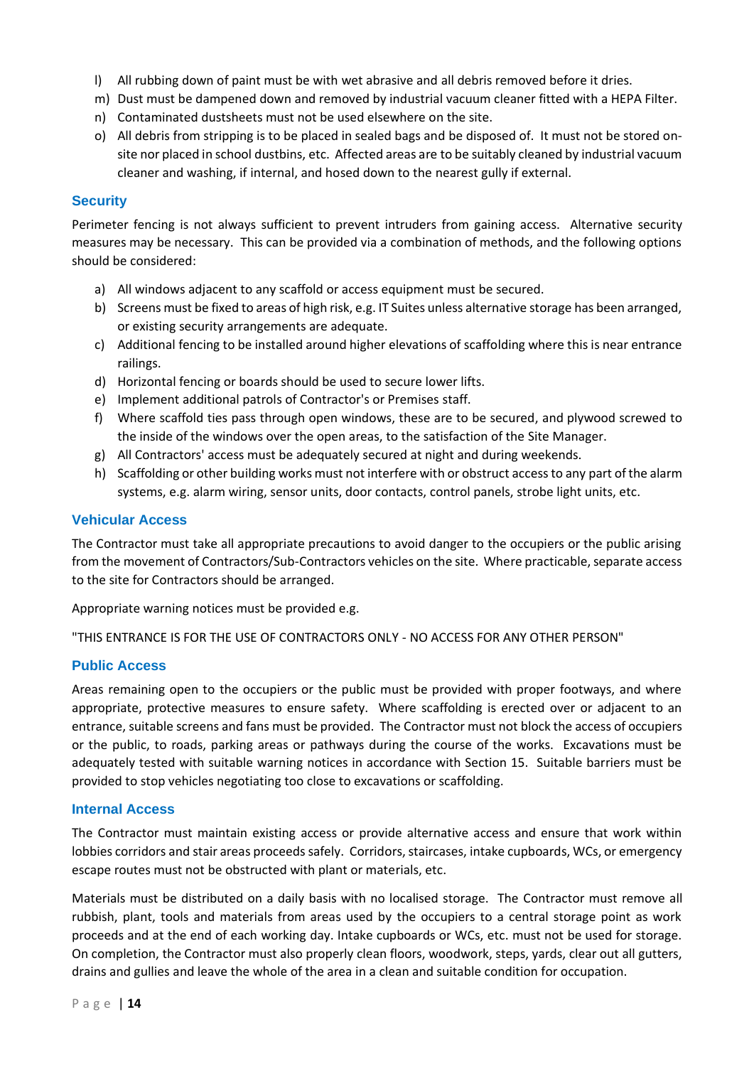l) All rubbing down of paint must be with wet abrasive and all debris removed before it dries.
m) Dust must be dampened down and removed by industrial vacuum cleaner fitted with a HEPA Filter.
n) Contaminated dustsheets must not be used elsewhere on the site.
o) All debris from stripping is to be placed in sealed bags and be disposed of. It must not be stored on-site nor placed in school dustbins, etc. Affected areas are to be suitably cleaned by industrial vacuum cleaner and washing, if internal, and hosed down to the nearest gully if external.

### Security

Perimeter fencing is not always sufficient to prevent intruders from gaining access. Alternative security measures may be necessary. This can be provided via a combination of methods, and the following options should be considered:

a) All windows adjacent to any scaffold or access equipment must be secured.
b) Screens must be fixed to areas of high risk, e.g. IT Suites unless alternative storage has been arranged, or existing security arrangements are adequate.
c) Additional fencing to be installed around higher elevations of scaffolding where this is near entrance railings.
d) Horizontal fencing or boards should be used to secure lower lifts.
e) Implement additional patrols of Contractor's or Premises staff.
f) Where scaffold ties pass through open windows, these are to be secured, and plywood screwed to the inside of the windows over the open areas, to the satisfaction of the Site Manager.
g) All Contractors' access must be adequately secured at night and during weekends.
h) Scaffolding or other building works must not interfere with or obstruct access to any part of the alarm systems, e.g. alarm wiring, sensor units, door contacts, control panels, strobe light units, etc.

### Vehicular Access

The Contractor must take all appropriate precautions to avoid danger to the occupiers or the public arising from the movement of Contractors/Sub-Contractors vehicles on the site. Where practicable, separate access to the site for Contractors should be arranged.

Appropriate warning notices must be provided e.g.

"THIS ENTRANCE IS FOR THE USE OF CONTRACTORS ONLY - NO ACCESS FOR ANY OTHER PERSON"

### Public Access

Areas remaining open to the occupiers or the public must be provided with proper footways, and where appropriate, protective measures to ensure safety. Where scaffolding is erected over or adjacent to an entrance, suitable screens and fans must be provided. The Contractor must not block the access of occupiers or the public, to roads, parking areas or pathways during the course of the works. Excavations must be adequately tested with suitable warning notices in accordance with Section 15. Suitable barriers must be provided to stop vehicles negotiating too close to excavations or scaffolding.

### Internal Access

The Contractor must maintain existing access or provide alternative access and ensure that work within lobbies corridors and stair areas proceeds safely. Corridors, staircases, intake cupboards, WCs, or emergency escape routes must not be obstructed with plant or materials, etc.

Materials must be distributed on a daily basis with no localised storage. The Contractor must remove all rubbish, plant, tools and materials from areas used by the occupiers to a central storage point as work proceeds and at the end of each working day. Intake cupboards or WCs, etc. must not be used for storage. On completion, the Contractor must also properly clean floors, woodwork, steps, yards, clear out all gutters, drains and gullies and leave the whole of the area in a clean and suitable condition for occupation.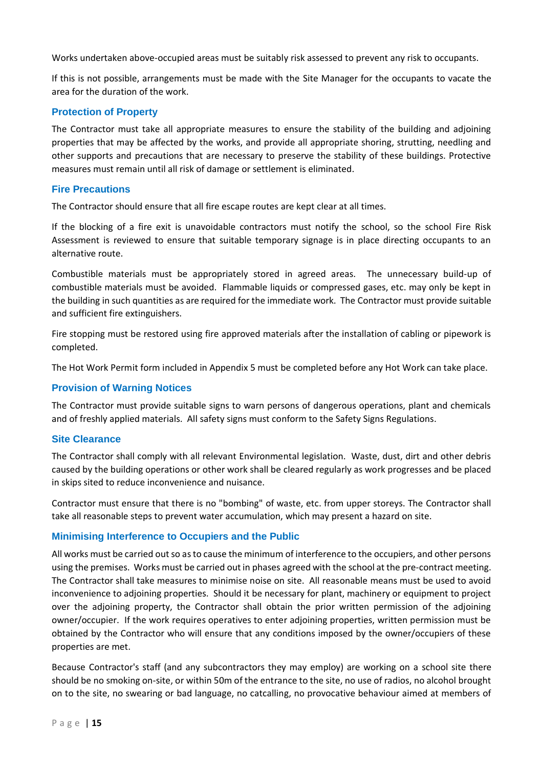Works undertaken above-occupied areas must be suitably risk assessed to prevent any risk to occupants.

If this is not possible, arrangements must be made with the Site Manager for the occupants to vacate the area for the duration of the work.

### Protection of Property

The Contractor must take all appropriate measures to ensure the stability of the building and adjoining properties that may be affected by the works, and provide all appropriate shoring, strutting, needling and other supports and precautions that are necessary to preserve the stability of these buildings. Protective measures must remain until all risk of damage or settlement is eliminated.

### Fire Precautions

The Contractor should ensure that all fire escape routes are kept clear at all times.

If the blocking of a fire exit is unavoidable contractors must notify the school, so the school Fire Risk Assessment is reviewed to ensure that suitable temporary signage is in place directing occupants to an alternative route.

Combustible materials must be appropriately stored in agreed areas. The unnecessary build-up of combustible materials must be avoided. Flammable liquids or compressed gases, etc. may only be kept in the building in such quantities as are required for the immediate work. The Contractor must provide suitable and sufficient fire extinguishers.

Fire stopping must be restored using fire approved materials after the installation of cabling or pipework is completed.

The Hot Work Permit form included in Appendix 5 must be completed before any Hot Work can take place.

### Provision of Warning Notices

The Contractor must provide suitable signs to warn persons of dangerous operations, plant and chemicals and of freshly applied materials. All safety signs must conform to the Safety Signs Regulations.

### Site Clearance

The Contractor shall comply with all relevant Environmental legislation. Waste, dust, dirt and other debris caused by the building operations or other work shall be cleared regularly as work progresses and be placed in skips sited to reduce inconvenience and nuisance.

Contractor must ensure that there is no "bombing" of waste, etc. from upper storeys. The Contractor shall take all reasonable steps to prevent water accumulation, which may present a hazard on site.

### Minimising Interference to Occupiers and the Public

All works must be carried out so as to cause the minimum of interference to the occupiers, and other persons using the premises. Works must be carried out in phases agreed with the school at the pre-contract meeting. The Contractor shall take measures to minimise noise on site. All reasonable means must be used to avoid inconvenience to adjoining properties. Should it be necessary for plant, machinery or equipment to project over the adjoining property, the Contractor shall obtain the prior written permission of the adjoining owner/occupier. If the work requires operatives to enter adjoining properties, written permission must be obtained by the Contractor who will ensure that any conditions imposed by the owner/occupiers of these properties are met.

Because Contractor's staff (and any subcontractors they may employ) are working on a school site there should be no smoking on-site, or within 50m of the entrance to the site, no use of radios, no alcohol brought on to the site, no swearing or bad language, no catcalling, no provocative behaviour aimed at members of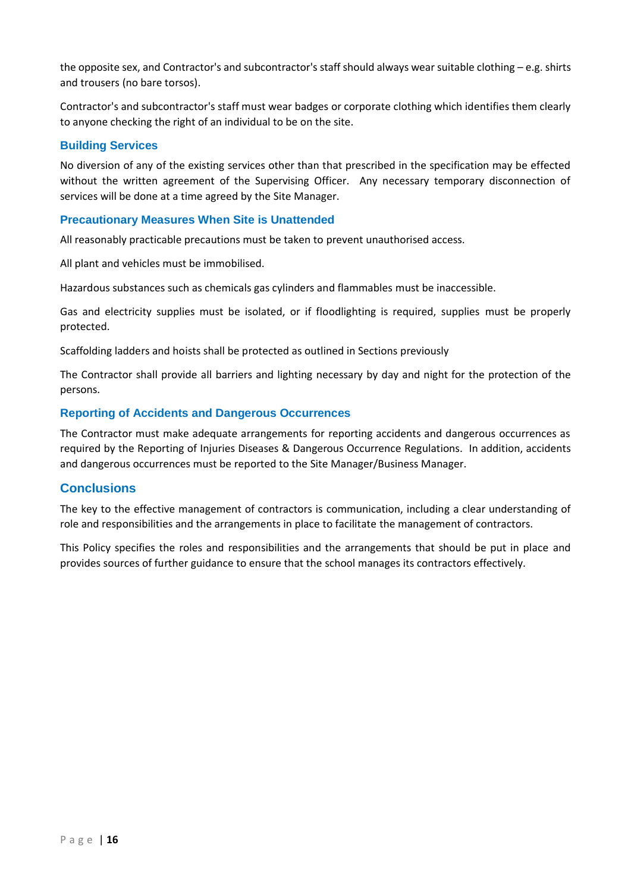the opposite sex, and Contractor's and subcontractor's staff should always wear suitable clothing – e.g. shirts and trousers (no bare torsos).

Contractor's and subcontractor's staff must wear badges or corporate clothing which identifies them clearly to anyone checking the right of an individual to be on the site.

### Building Services

No diversion of any of the existing services other than that prescribed in the specification may be effected without the written agreement of the Supervising Officer. Any necessary temporary disconnection of services will be done at a time agreed by the Site Manager.

### Precautionary Measures When Site is Unattended

All reasonably practicable precautions must be taken to prevent unauthorised access.

All plant and vehicles must be immobilised.

Hazardous substances such as chemicals gas cylinders and flammables must be inaccessible.

Gas and electricity supplies must be isolated, or if floodlighting is required, supplies must be properly protected.

Scaffolding ladders and hoists shall be protected as outlined in Sections previously

The Contractor shall provide all barriers and lighting necessary by day and night for the protection of the persons.

### Reporting of Accidents and Dangerous Occurrences

The Contractor must make adequate arrangements for reporting accidents and dangerous occurrences as required by the Reporting of Injuries Diseases & Dangerous Occurrence Regulations. In addition, accidents and dangerous occurrences must be reported to the Site Manager/Business Manager.

## Conclusions

The key to the effective management of contractors is communication, including a clear understanding of role and responsibilities and the arrangements in place to facilitate the management of contractors.

This Policy specifies the roles and responsibilities and the arrangements that should be put in place and provides sources of further guidance to ensure that the school manages its contractors effectively.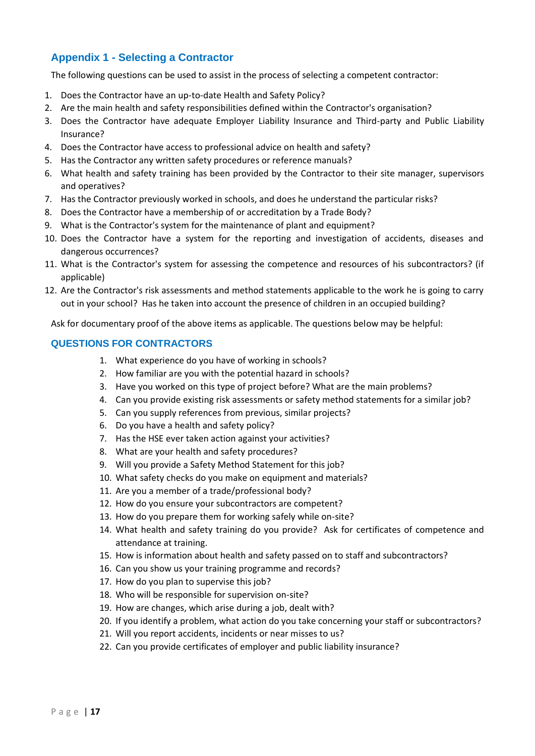## Appendix 1 - Selecting a Contractor

The following questions can be used to assist in the process of selecting a competent contractor:

1. Does the Contractor have an up-to-date Health and Safety Policy?
2. Are the main health and safety responsibilities defined within the Contractor's organisation?
3. Does the Contractor have adequate Employer Liability Insurance and Third-party and Public Liability Insurance?
4. Does the Contractor have access to professional advice on health and safety?
5. Has the Contractor any written safety procedures or reference manuals?
6. What health and safety training has been provided by the Contractor to their site manager, supervisors and operatives?
7. Has the Contractor previously worked in schools, and does he understand the particular risks?
8. Does the Contractor have a membership of or accreditation by a Trade Body?
9. What is the Contractor's system for the maintenance of plant and equipment?
10. Does the Contractor have a system for the reporting and investigation of accidents, diseases and dangerous occurrences?
11. What is the Contractor's system for assessing the competence and resources of his subcontractors? (if applicable)
12. Are the Contractor's risk assessments and method statements applicable to the work he is going to carry out in your school? Has he taken into account the presence of children in an occupied building?

Ask for documentary proof of the above items as applicable. The questions below may be helpful:

### QUESTIONS FOR CONTRACTORS

1. What experience do you have of working in schools?
2. How familiar are you with the potential hazard in schools?
3. Have you worked on this type of project before? What are the main problems?
4. Can you provide existing risk assessments or safety method statements for a similar job?
5. Can you supply references from previous, similar projects?
6. Do you have a health and safety policy?
7. Has the HSE ever taken action against your activities?
8. What are your health and safety procedures?
9. Will you provide a Safety Method Statement for this job?
10. What safety checks do you make on equipment and materials?
11. Are you a member of a trade/professional body?
12. How do you ensure your subcontractors are competent?
13. How do you prepare them for working safely while on-site?
14. What health and safety training do you provide? Ask for certificates of competence and attendance at training.
15. How is information about health and safety passed on to staff and subcontractors?
16. Can you show us your training programme and records?
17. How do you plan to supervise this job?
18. Who will be responsible for supervision on-site?
19. How are changes, which arise during a job, dealt with?
20. If you identify a problem, what action do you take concerning your staff or subcontractors?
21. Will you report accidents, incidents or near misses to us?
22. Can you provide certificates of employer and public liability insurance?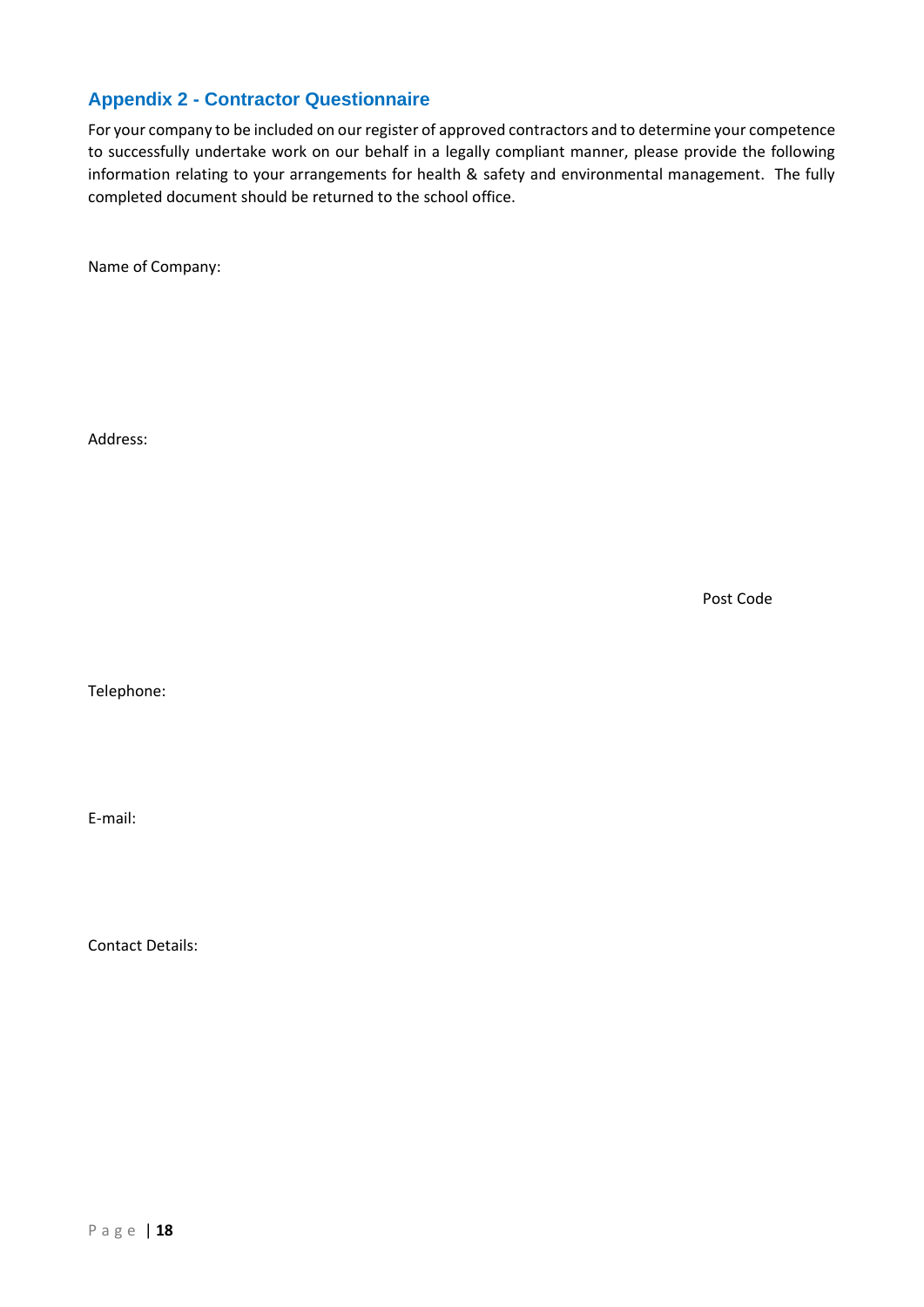## Appendix 2 - Contractor Questionnaire

For your company to be included on our register of approved contractors and to determine your competence to successfully undertake work on our behalf in a legally compliant manner, please provide the following information relating to your arrangements for health & safety and environmental management. The fully completed document should be returned to the school office.

Name of Company:

Address:

Post Code

Telephone:

E-mail:

Contact Details: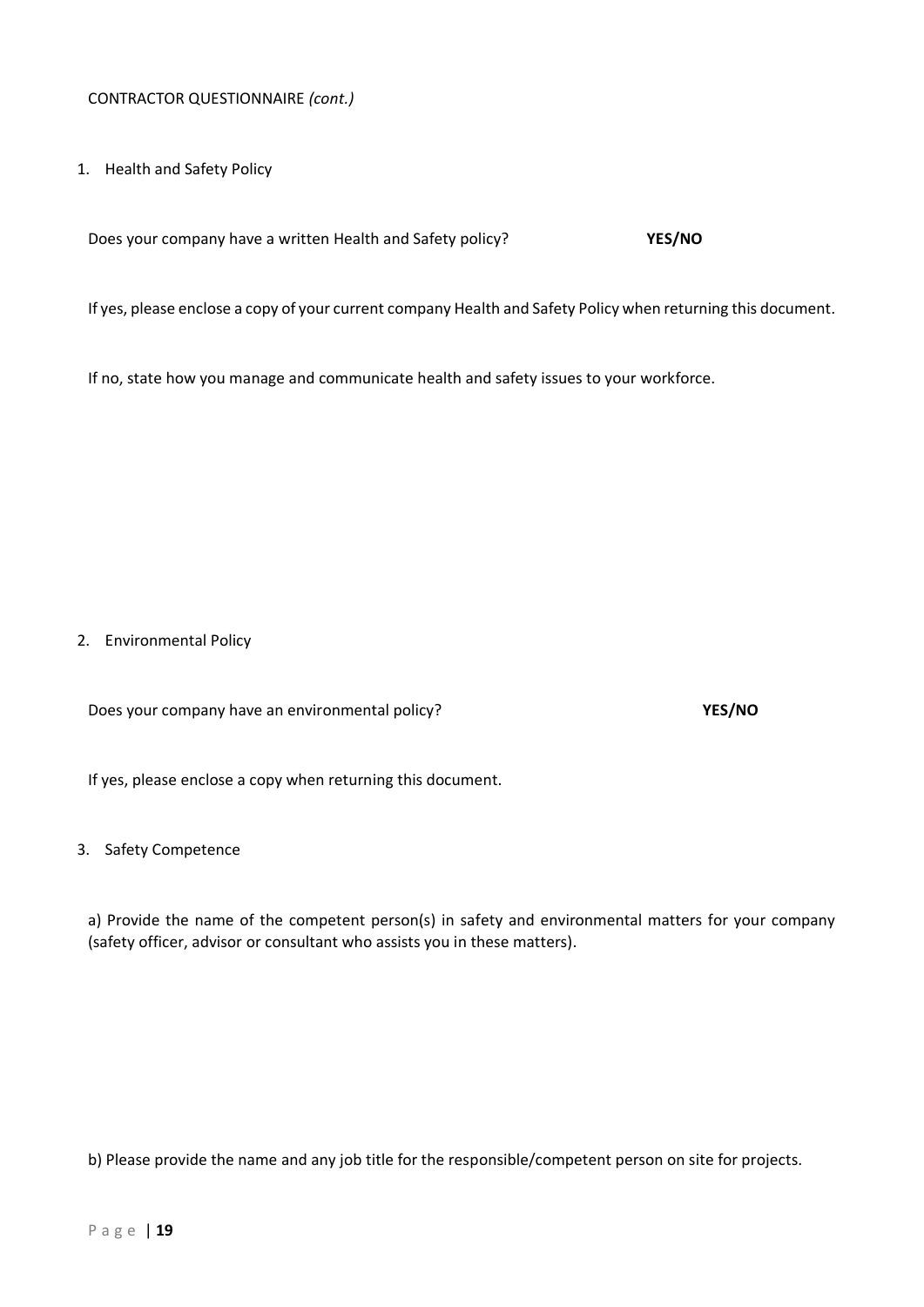CONTRACTOR QUESTIONNAIRE *(cont.)*

1. Health and Safety Policy

Does your company have a written Health and Safety policy? **YES/NO**

If yes, please enclose a copy of your current company Health and Safety Policy when returning this document.

If no, state how you manage and communicate health and safety issues to your workforce.

2. Environmental Policy

Does your company have an environmental policy? **YES/NO**

If yes, please enclose a copy when returning this document.

3. Safety Competence

a) Provide the name of the competent person(s) in safety and environmental matters for your company (safety officer, advisor or consultant who assists you in these matters).

b) Please provide the name and any job title for the responsible/competent person on site for projects.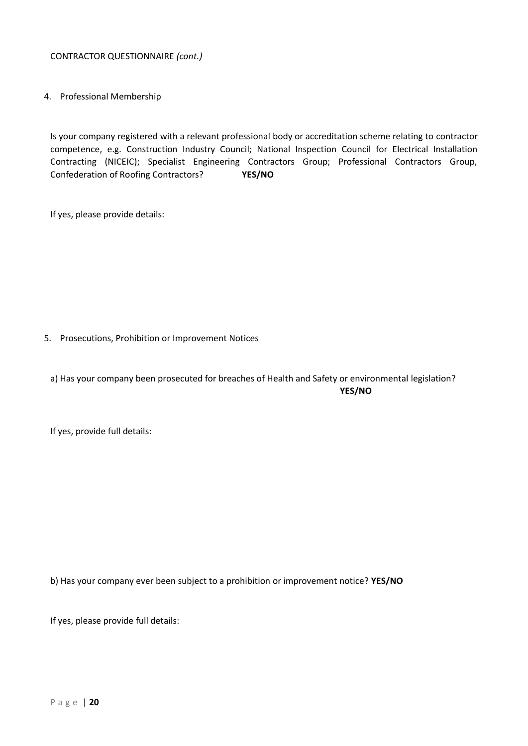CONTRACTOR QUESTIONNAIRE *(cont.)*

4. Professional Membership

Is your company registered with a relevant professional body or accreditation scheme relating to contractor competence, e.g. Construction Industry Council; National Inspection Council for Electrical Installation Contracting (NICEIC); Specialist Engineering Contractors Group; Professional Contractors Group, Confederation of Roofing Contractors? **YES/NO**

If yes, please provide details:

5. Prosecutions, Prohibition or Improvement Notices

a) Has your company been prosecuted for breaches of Health and Safety or environmental legislation? **YES/NO**

If yes, provide full details:

b) Has your company ever been subject to a prohibition or improvement notice? **YES/NO**

If yes, please provide full details: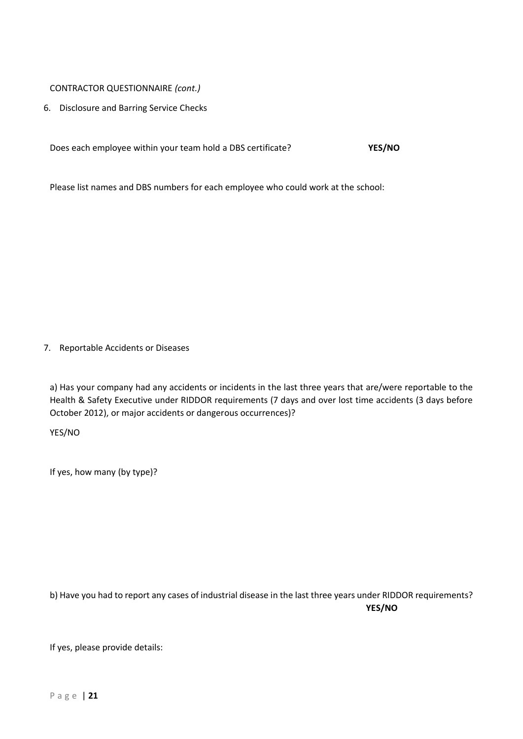CONTRACTOR QUESTIONNAIRE *(cont.)*

6. Disclosure and Barring Service Checks

Does each employee within your team hold a DBS certificate? **YES/NO**

Please list names and DBS numbers for each employee who could work at the school:

7. Reportable Accidents or Diseases

a) Has your company had any accidents or incidents in the last three years that are/were reportable to the Health & Safety Executive under RIDDOR requirements (7 days and over lost time accidents (3 days before October 2012), or major accidents or dangerous occurrences)?

YES/NO

If yes, how many (by type)?

b) Have you had to report any cases of industrial disease in the last three years under RIDDOR requirements? **YES/NO**

If yes, please provide details: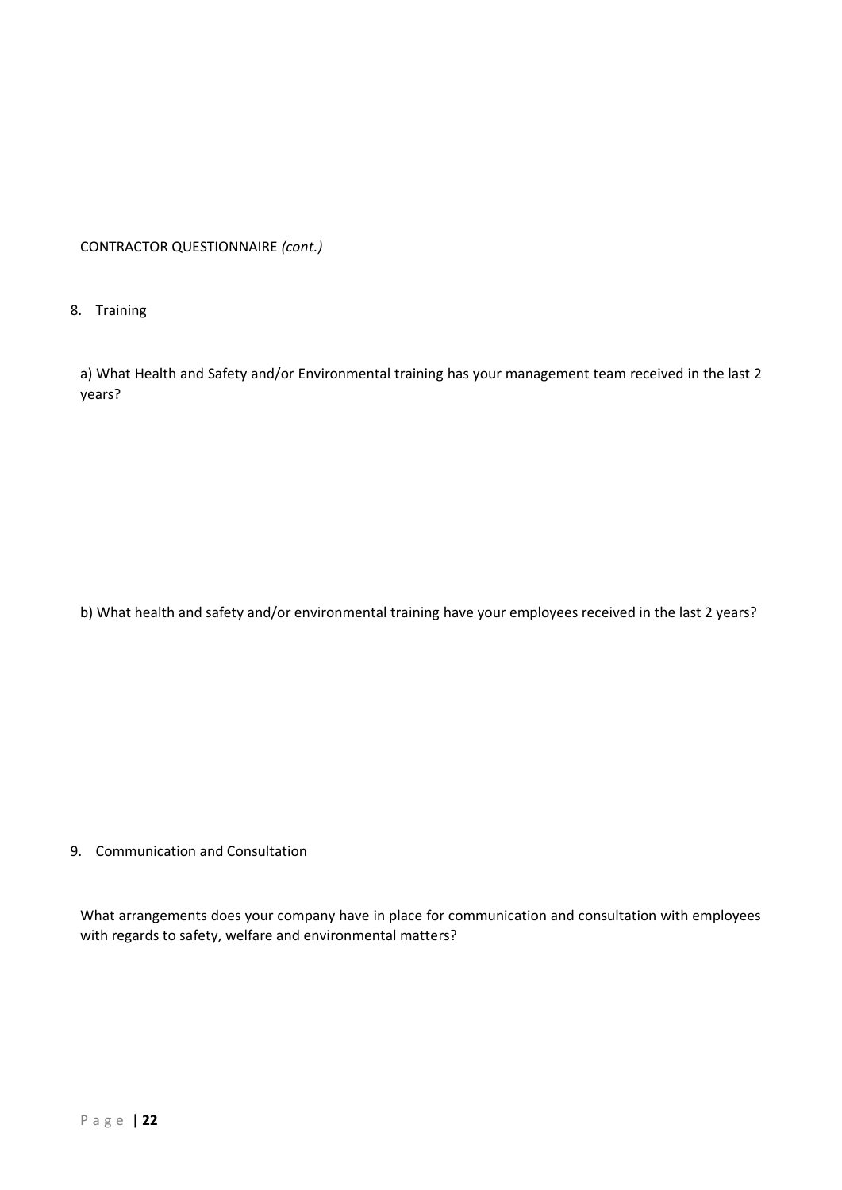CONTRACTOR QUESTIONNAIRE *(cont.)*

8. Training

a) What Health and Safety and/or Environmental training has your management team received in the last 2 years?

b) What health and safety and/or environmental training have your employees received in the last 2 years?

9. Communication and Consultation

What arrangements does your company have in place for communication and consultation with employees with regards to safety, welfare and environmental matters?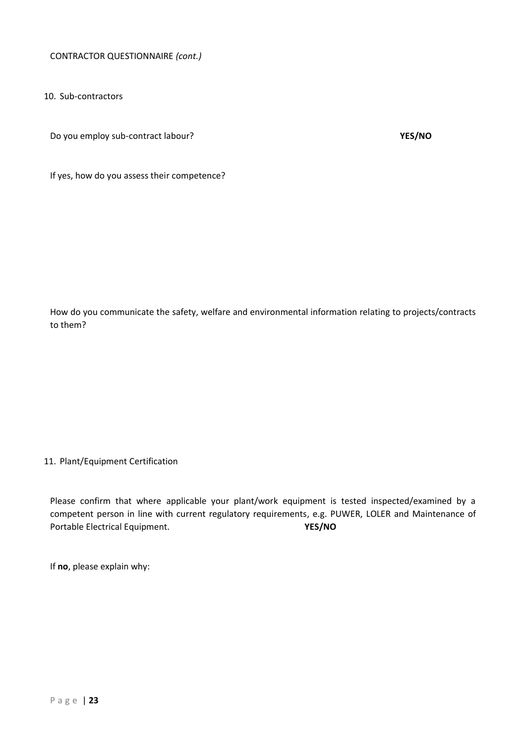CONTRACTOR QUESTIONNAIRE *(cont.)*

10. Sub-contractors

Do you employ sub-contract labour? **YES/NO**

If yes, how do you assess their competence?

How do you communicate the safety, welfare and environmental information relating to projects/contracts to them?

11. Plant/Equipment Certification

Please confirm that where applicable your plant/work equipment is tested inspected/examined by a competent person in line with current regulatory requirements, e.g. PUWER, LOLER and Maintenance of Portable Electrical Equipment. **YES/NO**

If **no**, please explain why: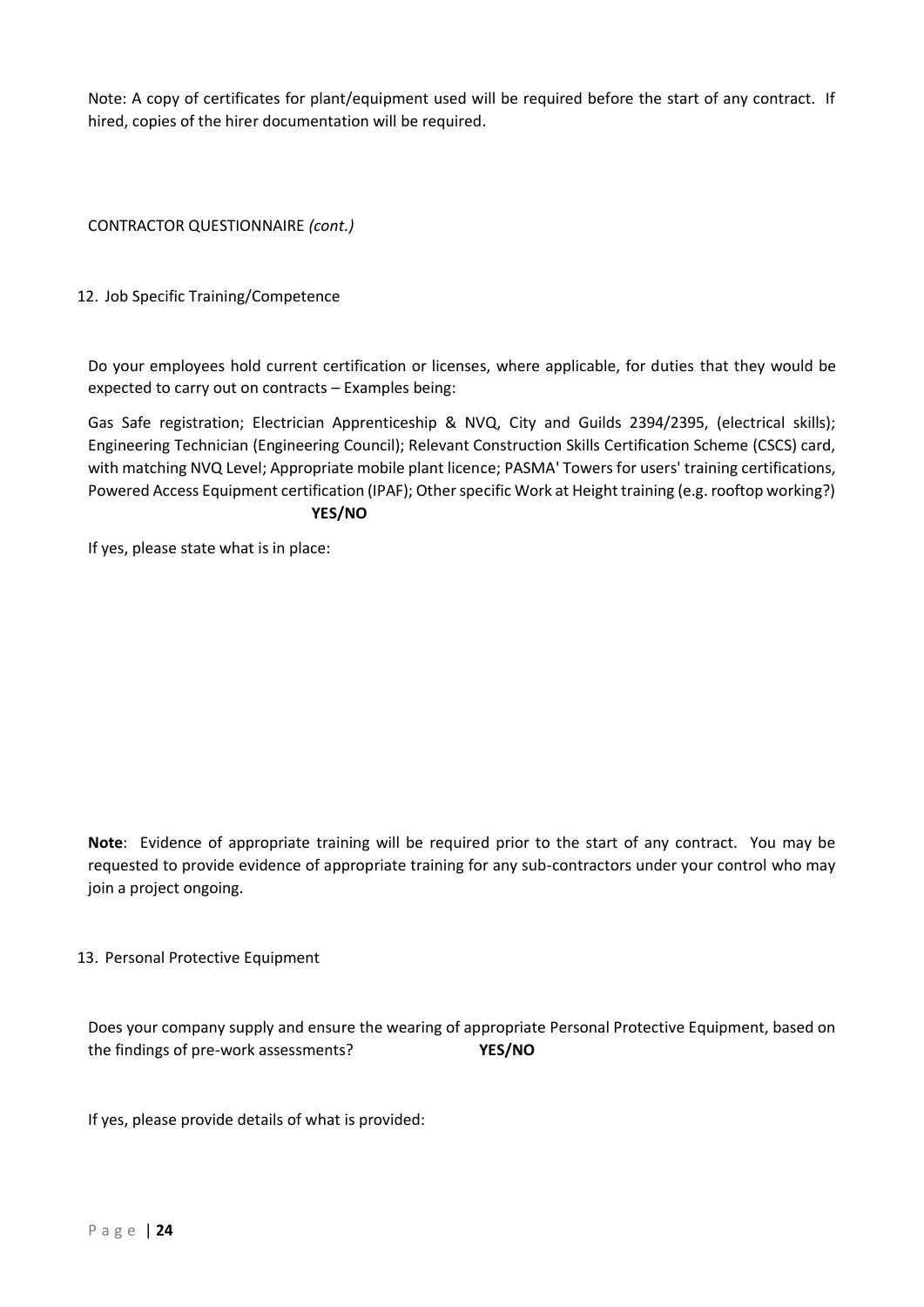Note: A copy of certificates for plant/equipment used will be required before the start of any contract. If hired, copies of the hirer documentation will be required.

CONTRACTOR QUESTIONNAIRE *(cont.)*

12. Job Specific Training/Competence

Do your employees hold current certification or licenses, where applicable, for duties that they would be expected to carry out on contracts – Examples being:

Gas Safe registration; Electrician Apprenticeship & NVQ, City and Guilds 2394/2395, (electrical skills); Engineering Technician (Engineering Council); Relevant Construction Skills Certification Scheme (CSCS) card, with matching NVQ Level; Appropriate mobile plant licence; PASMA' Towers for users' training certifications, Powered Access Equipment certification (IPAF); Other specific Work at Height training (e.g. rooftop working?) **YES/NO**

If yes, please state what is in place:

**Note**: Evidence of appropriate training will be required prior to the start of any contract. You may be requested to provide evidence of appropriate training for any sub-contractors under your control who may join a project ongoing.

13. Personal Protective Equipment

Does your company supply and ensure the wearing of appropriate Personal Protective Equipment, based on the findings of pre-work assessments? **YES/NO**

If yes, please provide details of what is provided: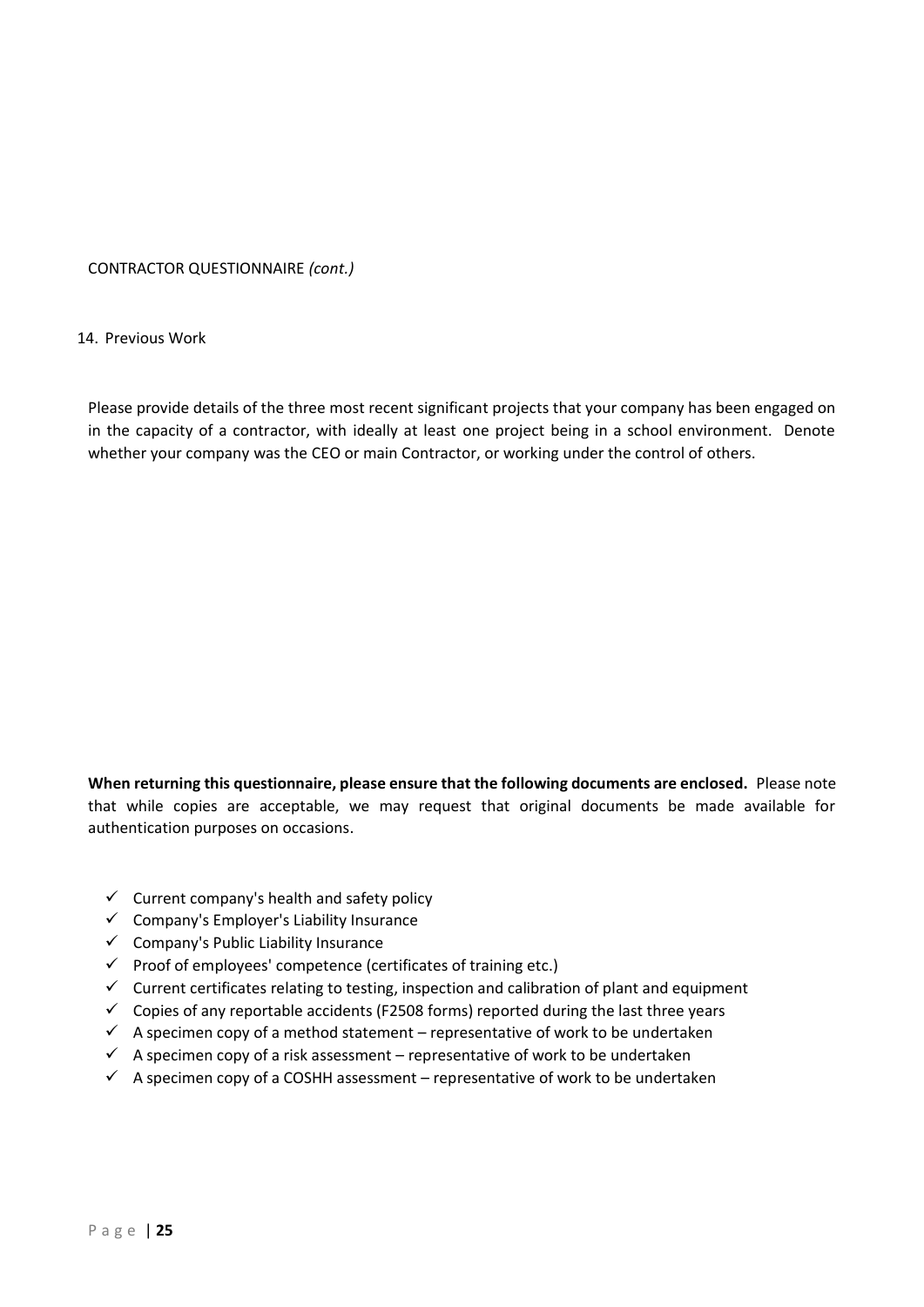CONTRACTOR QUESTIONNAIRE *(cont.)*

14. Previous Work

Please provide details of the three most recent significant projects that your company has been engaged on in the capacity of a contractor, with ideally at least one project being in a school environment. Denote whether your company was the CEO or main Contractor, or working under the control of others.

**When returning this questionnaire, please ensure that the following documents are enclosed.** Please note that while copies are acceptable, we may request that original documents be made available for authentication purposes on occasions.

- ✓ Current company's health and safety policy
- ✓ Company's Employer's Liability Insurance
- ✓ Company's Public Liability Insurance
- ✓ Proof of employees' competence (certificates of training etc.)
- ✓ Current certificates relating to testing, inspection and calibration of plant and equipment
- ✓ Copies of any reportable accidents (F2508 forms) reported during the last three years
- ✓ A specimen copy of a method statement – representative of work to be undertaken
- ✓ A specimen copy of a risk assessment – representative of work to be undertaken
- ✓ A specimen copy of a COSHH assessment – representative of work to be undertaken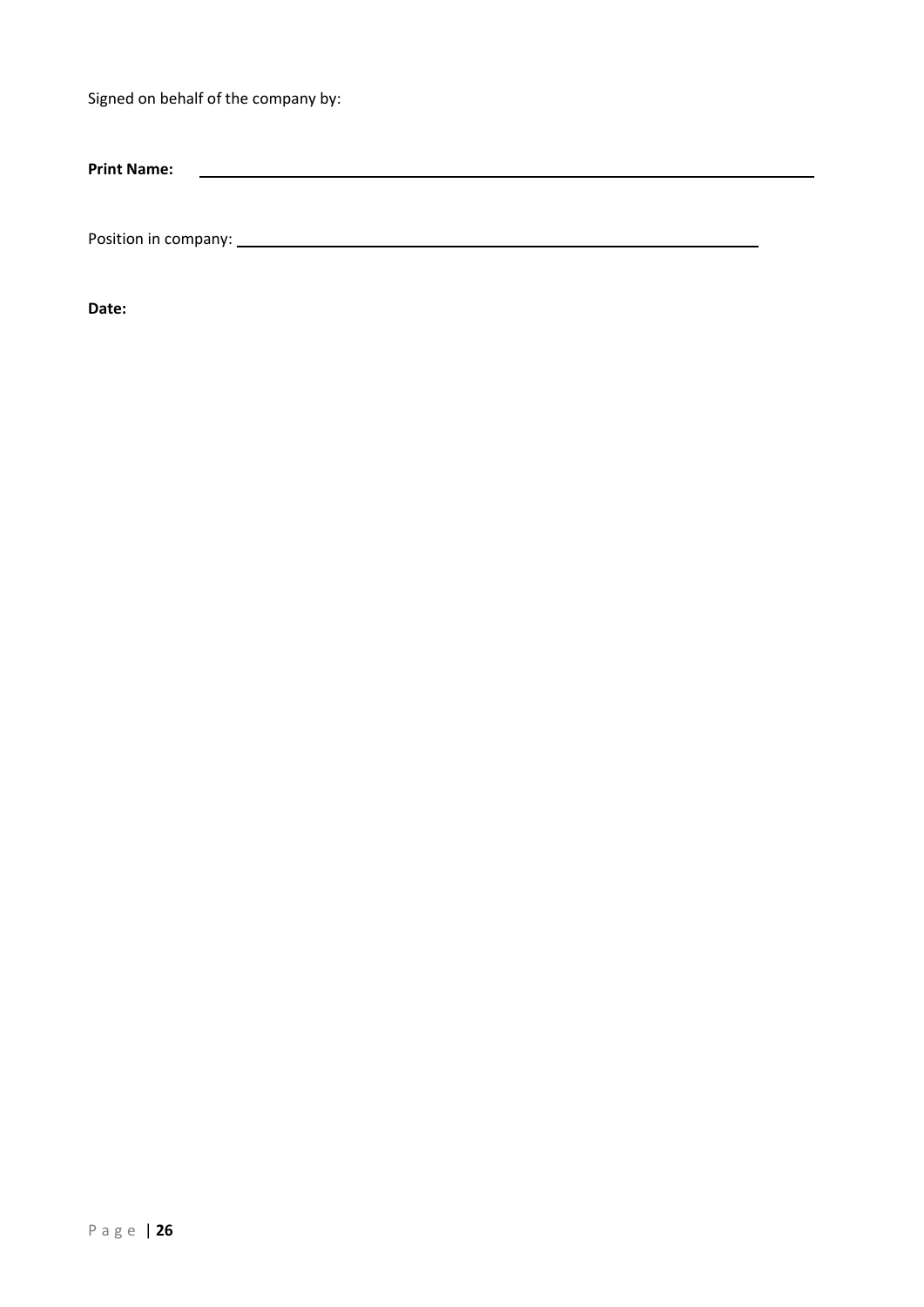Signed on behalf of the company by:

**Print Name:** \_\_\_\_\_\_\_\_\_\_\_\_\_\_\_\_\_\_\_\_\_\_\_\_\_\_\_\_\_\_\_\_\_\_\_\_\_\_\_\_\_\_\_\_\_\_\_\_\_\_\_\_\_\_\_\_

Position in company: \_\_\_\_\_\_\_\_\_\_\_\_\_\_\_\_\_\_\_\_\_\_\_\_\_\_\_\_\_\_\_\_\_\_\_\_\_\_\_\_\_\_\_\_\_\_\_\_\_\_

**Date:**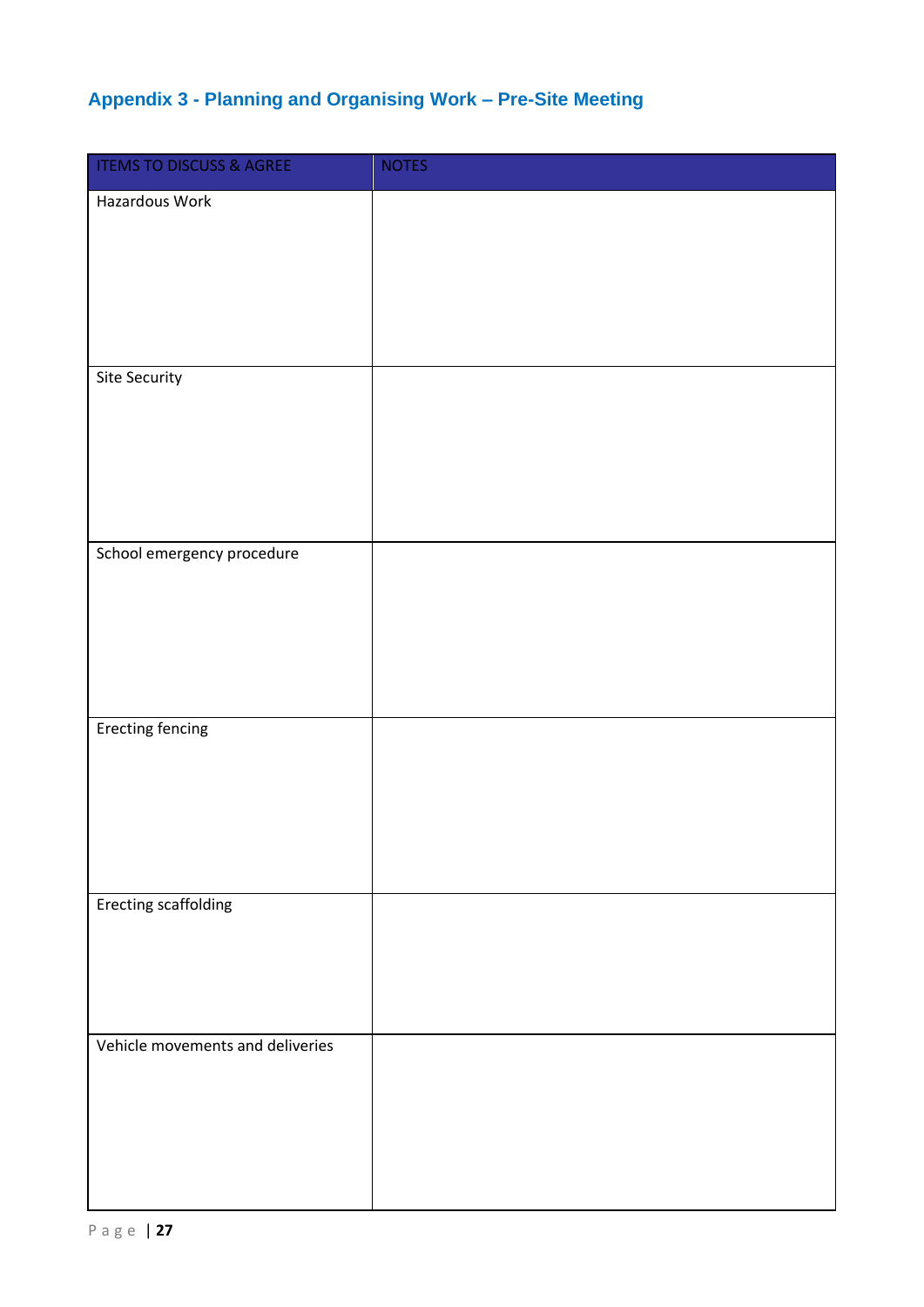## Appendix 3 - Planning and Organising Work – Pre-Site Meeting

| ITEMS TO DISCUSS & AGREE | NOTES |
| --- | --- |
| Hazardous Work | |
| Site Security | |
| School emergency procedure | |
| Erecting fencing | |
| Erecting scaffolding | |
| Vehicle movements and deliveries | |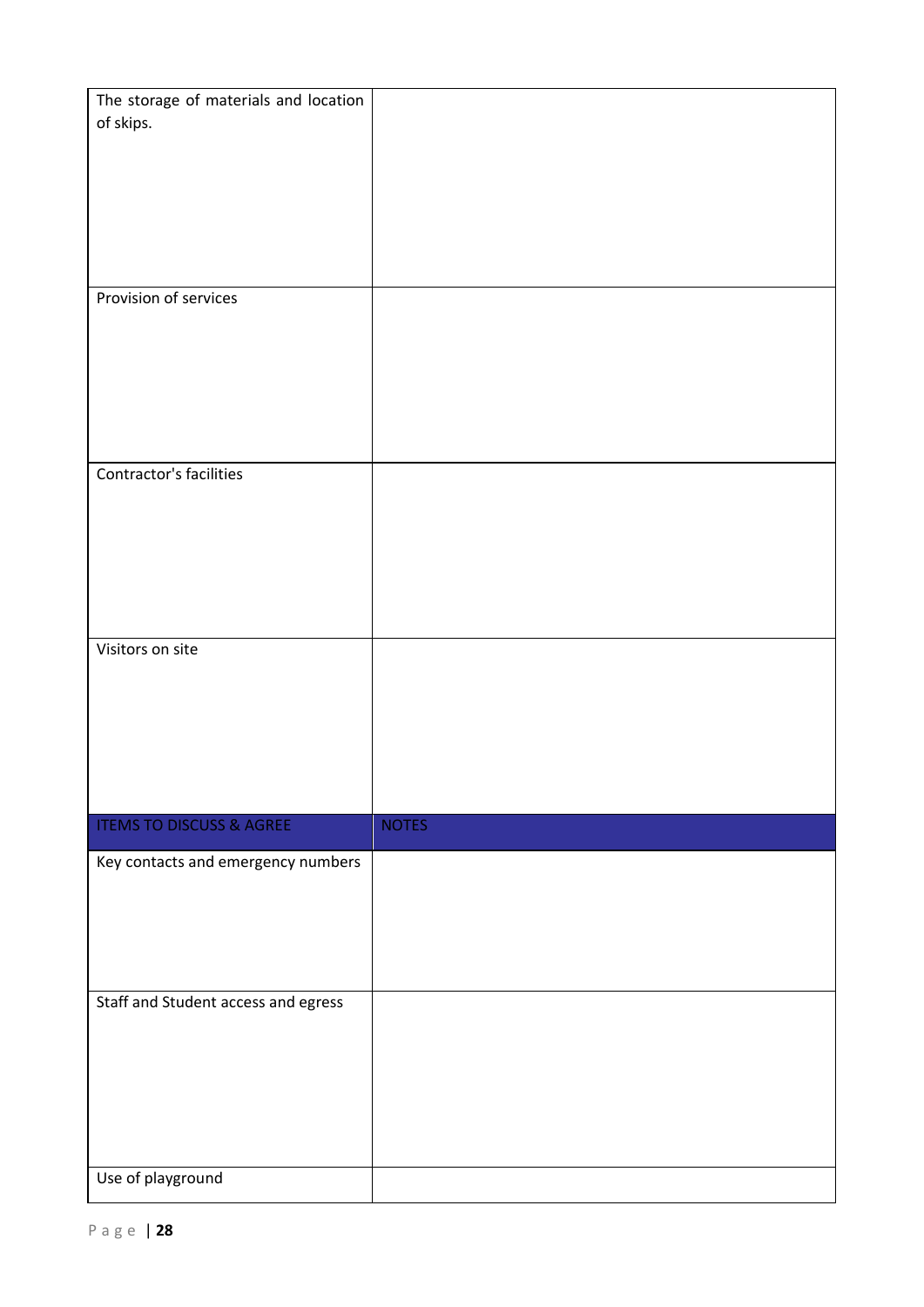| | |
|---|---|
| The storage of materials and location of skips. | |
| Provision of services | |
| Contractor's facilities | |
| Visitors on site | |
| **ITEMS TO DISCUSS & AGREE** | **NOTES** |
| Key contacts and emergency numbers | |
| Staff and Student access and egress | |
| Use of playground | |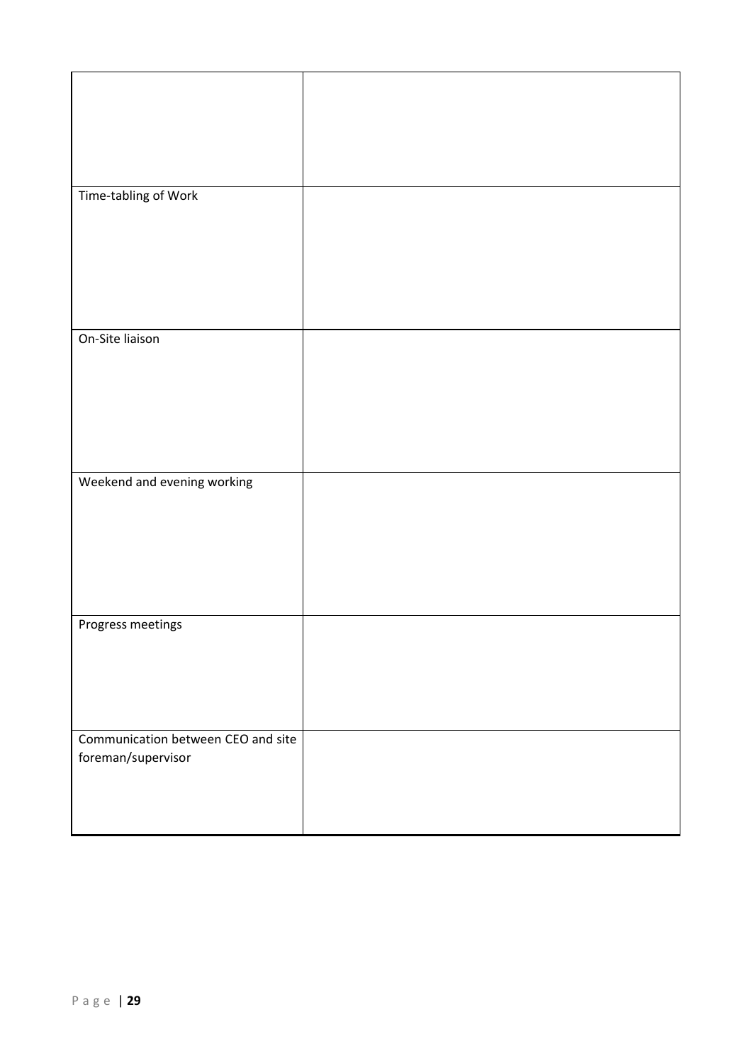| | |
|---|---|
| | |
| Time-tabling of Work | |
| On-Site liaison | |
| Weekend and evening working | |
| Progress meetings | |
| Communication between CEO and site foreman/supervisor | |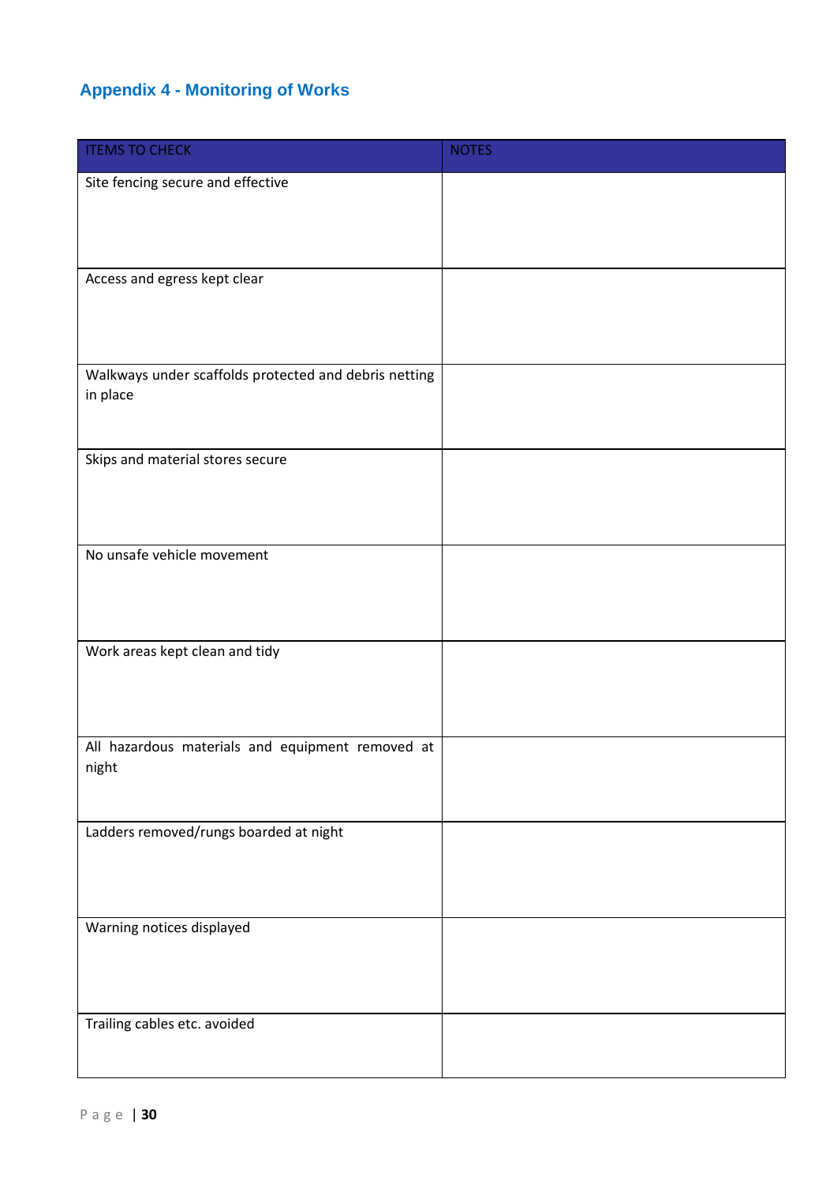## Appendix 4 - Monitoring of Works

| ITEMS TO CHECK | NOTES |
|---|---|
| Site fencing secure and effective | |
| Access and egress kept clear | |
| Walkways under scaffolds protected and debris netting in place | |
| Skips and material stores secure | |
| No unsafe vehicle movement | |
| Work areas kept clean and tidy | |
| All hazardous materials and equipment removed at night | |
| Ladders removed/rungs boarded at night | |
| Warning notices displayed | |
| Trailing cables etc. avoided | |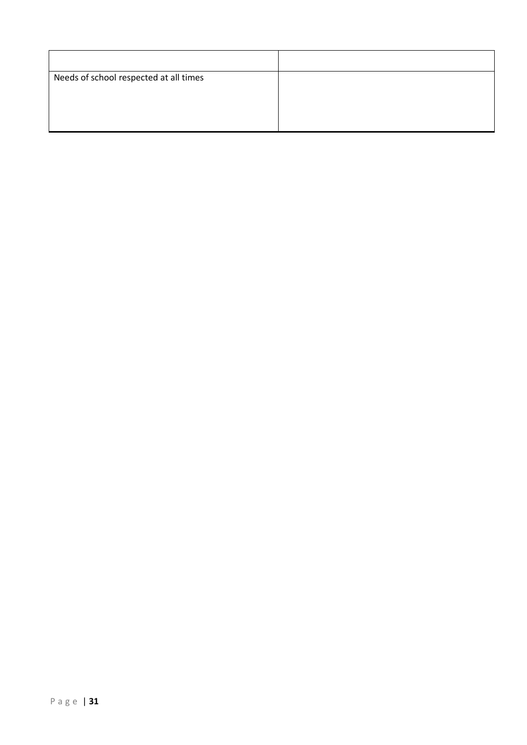| | |
|---|---|
| Needs of school respected at all times | |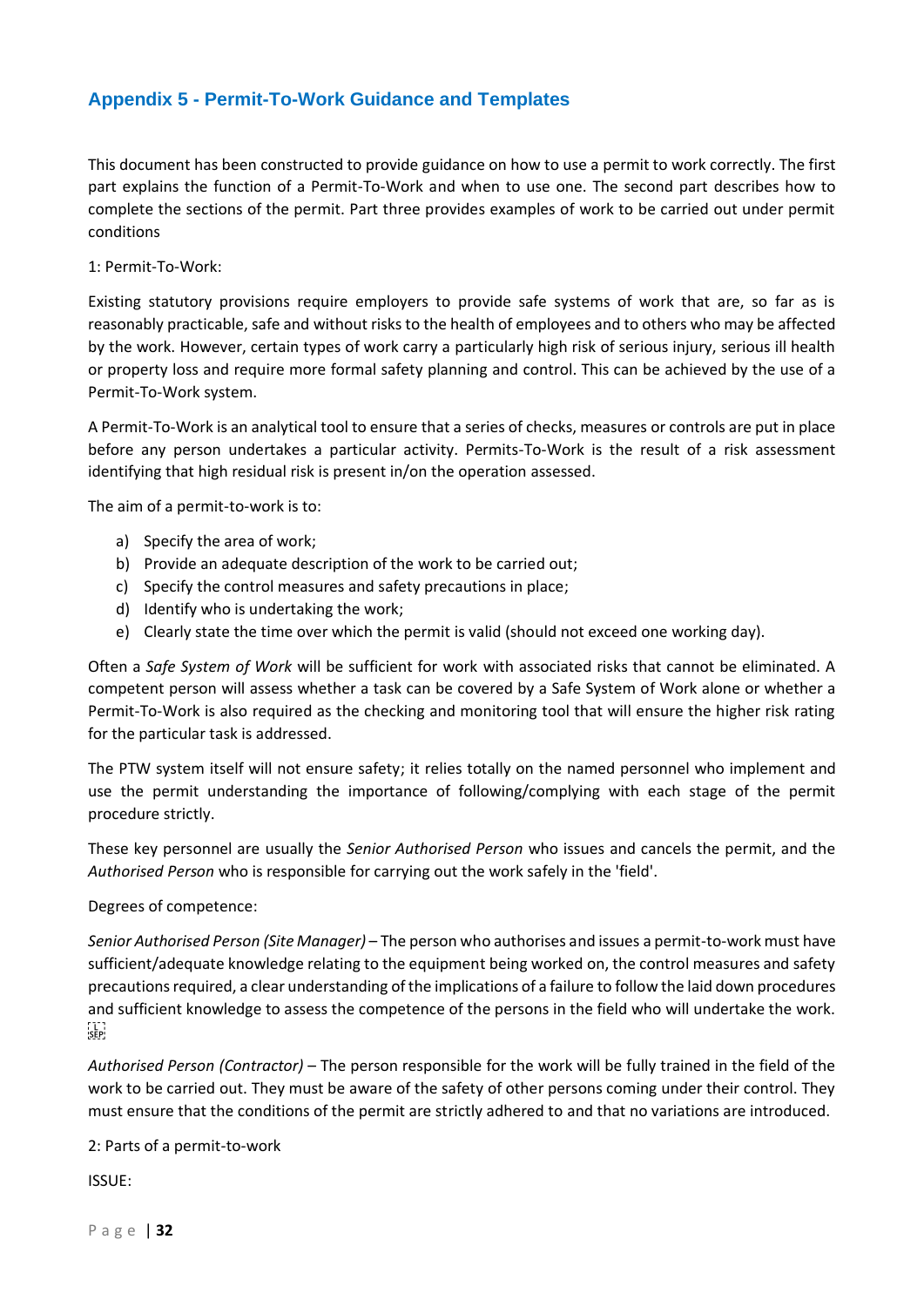## Appendix 5 - Permit-To-Work Guidance and Templates

This document has been constructed to provide guidance on how to use a permit to work correctly. The first part explains the function of a Permit-To-Work and when to use one. The second part describes how to complete the sections of the permit. Part three provides examples of work to be carried out under permit conditions

1: Permit-To-Work:

Existing statutory provisions require employers to provide safe systems of work that are, so far as is reasonably practicable, safe and without risks to the health of employees and to others who may be affected by the work. However, certain types of work carry a particularly high risk of serious injury, serious ill health or property loss and require more formal safety planning and control. This can be achieved by the use of a Permit-To-Work system.

A Permit-To-Work is an analytical tool to ensure that a series of checks, measures or controls are put in place before any person undertakes a particular activity. Permits-To-Work is the result of a risk assessment identifying that high residual risk is present in/on the operation assessed.

The aim of a permit-to-work is to:

a) Specify the area of work;
b) Provide an adequate description of the work to be carried out;
c) Specify the control measures and safety precautions in place;
d) Identify who is undertaking the work;
e) Clearly state the time over which the permit is valid (should not exceed one working day).

Often a *Safe System of Work* will be sufficient for work with associated risks that cannot be eliminated. A competent person will assess whether a task can be covered by a Safe System of Work alone or whether a Permit-To-Work is also required as the checking and monitoring tool that will ensure the higher risk rating for the particular task is addressed.

The PTW system itself will not ensure safety; it relies totally on the named personnel who implement and use the permit understanding the importance of following/complying with each stage of the permit procedure strictly.

These key personnel are usually the *Senior Authorised Person* who issues and cancels the permit, and the *Authorised Person* who is responsible for carrying out the work safely in the 'field'.

Degrees of competence:

*Senior Authorised Person (Site Manager)* – The person who authorises and issues a permit-to-work must have sufficient/adequate knowledge relating to the equipment being worked on, the control measures and safety precautions required, a clear understanding of the implications of a failure to follow the laid down procedures and sufficient knowledge to assess the competence of the persons in the field who will undertake the work.

*Authorised Person (Contractor)* – The person responsible for the work will be fully trained in the field of the work to be carried out. They must be aware of the safety of other persons coming under their control. They must ensure that the conditions of the permit are strictly adhered to and that no variations are introduced.

2: Parts of a permit-to-work

ISSUE: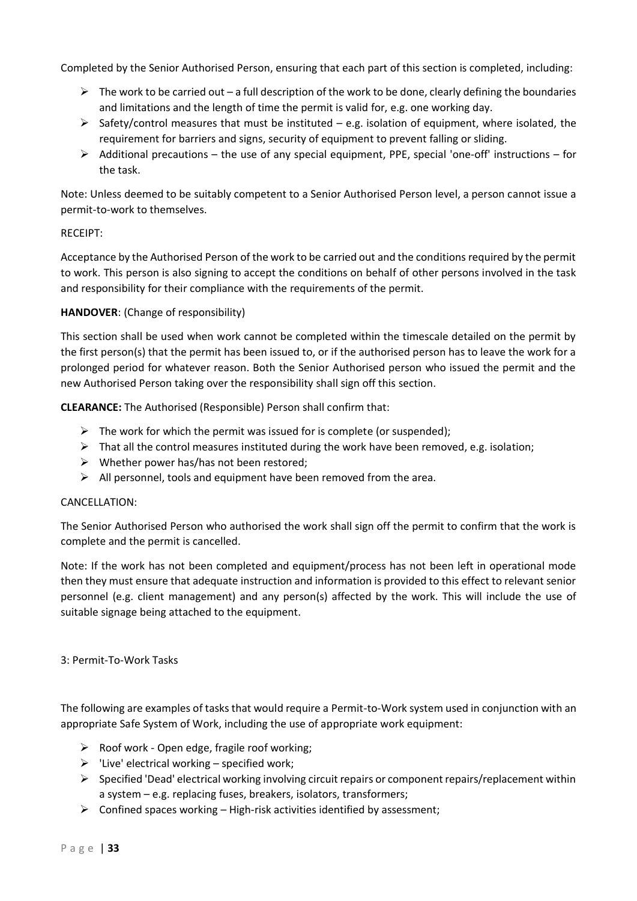Completed by the Senior Authorised Person, ensuring that each part of this section is completed, including:

- The work to be carried out – a full description of the work to be done, clearly defining the boundaries and limitations and the length of time the permit is valid for, e.g. one working day.
- Safety/control measures that must be instituted – e.g. isolation of equipment, where isolated, the requirement for barriers and signs, security of equipment to prevent falling or sliding.
- Additional precautions – the use of any special equipment, PPE, special 'one-off' instructions – for the task.

Note: Unless deemed to be suitably competent to a Senior Authorised Person level, a person cannot issue a permit-to-work to themselves.

RECEIPT:

Acceptance by the Authorised Person of the work to be carried out and the conditions required by the permit to work. This person is also signing to accept the conditions on behalf of other persons involved in the task and responsibility for their compliance with the requirements of the permit.

**HANDOVER**: (Change of responsibility)

This section shall be used when work cannot be completed within the timescale detailed on the permit by the first person(s) that the permit has been issued to, or if the authorised person has to leave the work for a prolonged period for whatever reason. Both the Senior Authorised person who issued the permit and the new Authorised Person taking over the responsibility shall sign off this section.

**CLEARANCE:** The Authorised (Responsible) Person shall confirm that:

- The work for which the permit was issued for is complete (or suspended);
- That all the control measures instituted during the work have been removed, e.g. isolation;
- Whether power has/has not been restored;
- All personnel, tools and equipment have been removed from the area.

CANCELLATION:

The Senior Authorised Person who authorised the work shall sign off the permit to confirm that the work is complete and the permit is cancelled.

Note: If the work has not been completed and equipment/process has not been left in operational mode then they must ensure that adequate instruction and information is provided to this effect to relevant senior personnel (e.g. client management) and any person(s) affected by the work. This will include the use of suitable signage being attached to the equipment.

3: Permit-To-Work Tasks

The following are examples of tasks that would require a Permit-to-Work system used in conjunction with an appropriate Safe System of Work, including the use of appropriate work equipment:

- Roof work - Open edge, fragile roof working;
- 'Live' electrical working – specified work;
- Specified 'Dead' electrical working involving circuit repairs or component repairs/replacement within a system – e.g. replacing fuses, breakers, isolators, transformers;
- Confined spaces working – High-risk activities identified by assessment;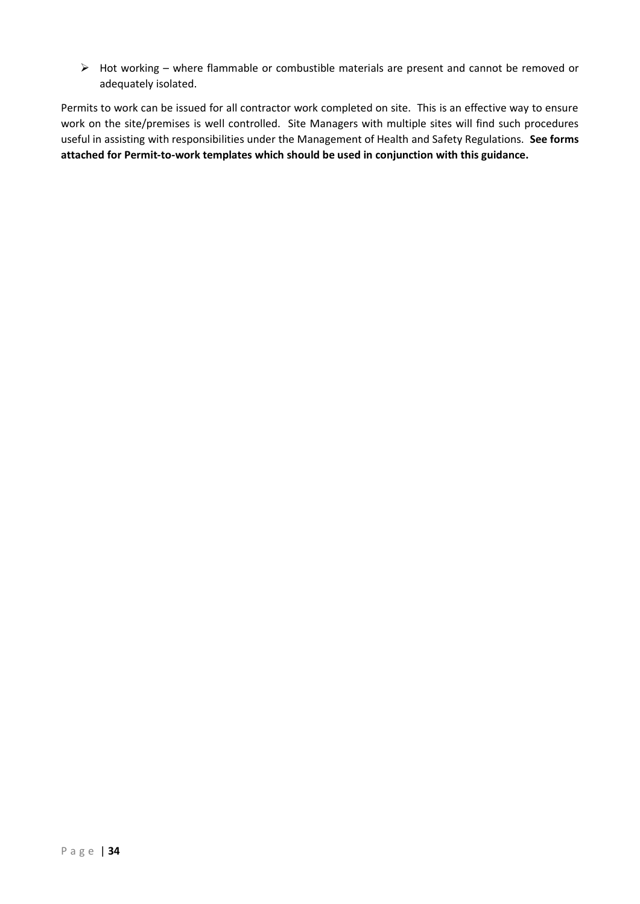- Hot working – where flammable or combustible materials are present and cannot be removed or adequately isolated.

Permits to work can be issued for all contractor work completed on site. This is an effective way to ensure work on the site/premises is well controlled. Site Managers with multiple sites will find such procedures useful in assisting with responsibilities under the Management of Health and Safety Regulations. **See forms attached for Permit-to-work templates which should be used in conjunction with this guidance.**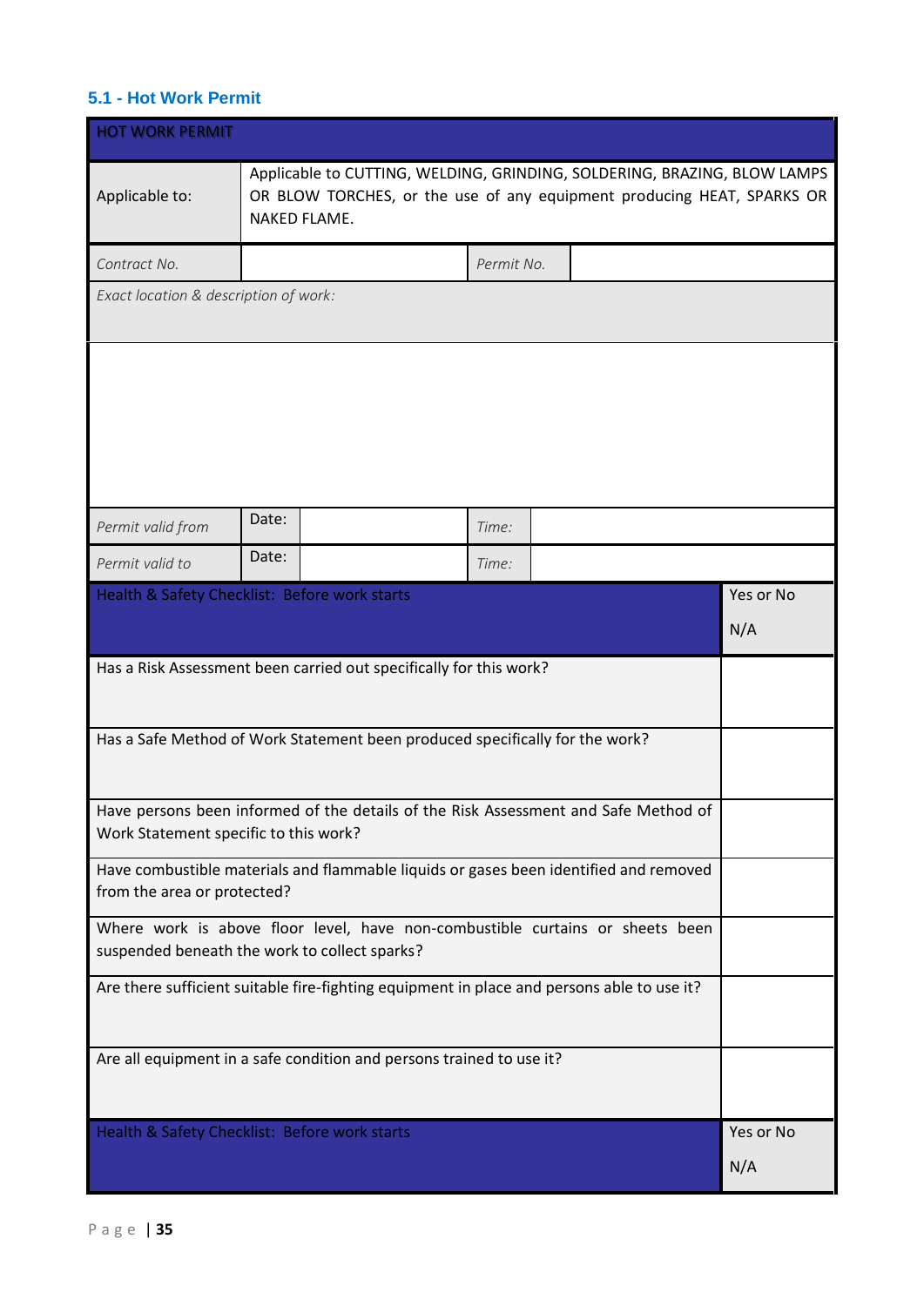### 5.1 - Hot Work Permit

| HOT WORK PERMIT | | | | |
|---|---|---|---|---|
| Applicable to: | Applicable to CUTTING, WELDING, GRINDING, SOLDERING, BRAZING, BLOW LAMPS OR BLOW TORCHES, or the use of any equipment producing HEAT, SPARKS OR NAKED FLAME. | | | |
| *Contract No.* | | *Permit No.* | | |
| *Exact location & description of work:* | | | | |
| | | | | |
| *Permit valid from* | Date: | | *Time:* | |
| *Permit valid to* | Date: | | *Time:* | |

| Health & Safety Checklist: Before work starts | Yes or No<br>N/A |
|---|---|
| Has a Risk Assessment been carried out specifically for this work? | |
| Has a Safe Method of Work Statement been produced specifically for the work? | |
| Have persons been informed of the details of the Risk Assessment and Safe Method of Work Statement specific to this work? | |
| Have combustible materials and flammable liquids or gases been identified and removed from the area or protected? | |
| Where work is above floor level, have non-combustible curtains or sheets been suspended beneath the work to collect sparks? | |
| Are there sufficient suitable fire-fighting equipment in place and persons able to use it? | |
| Are all equipment in a safe condition and persons trained to use it? | |
| Health & Safety Checklist: Before work starts | Yes or No<br>N/A |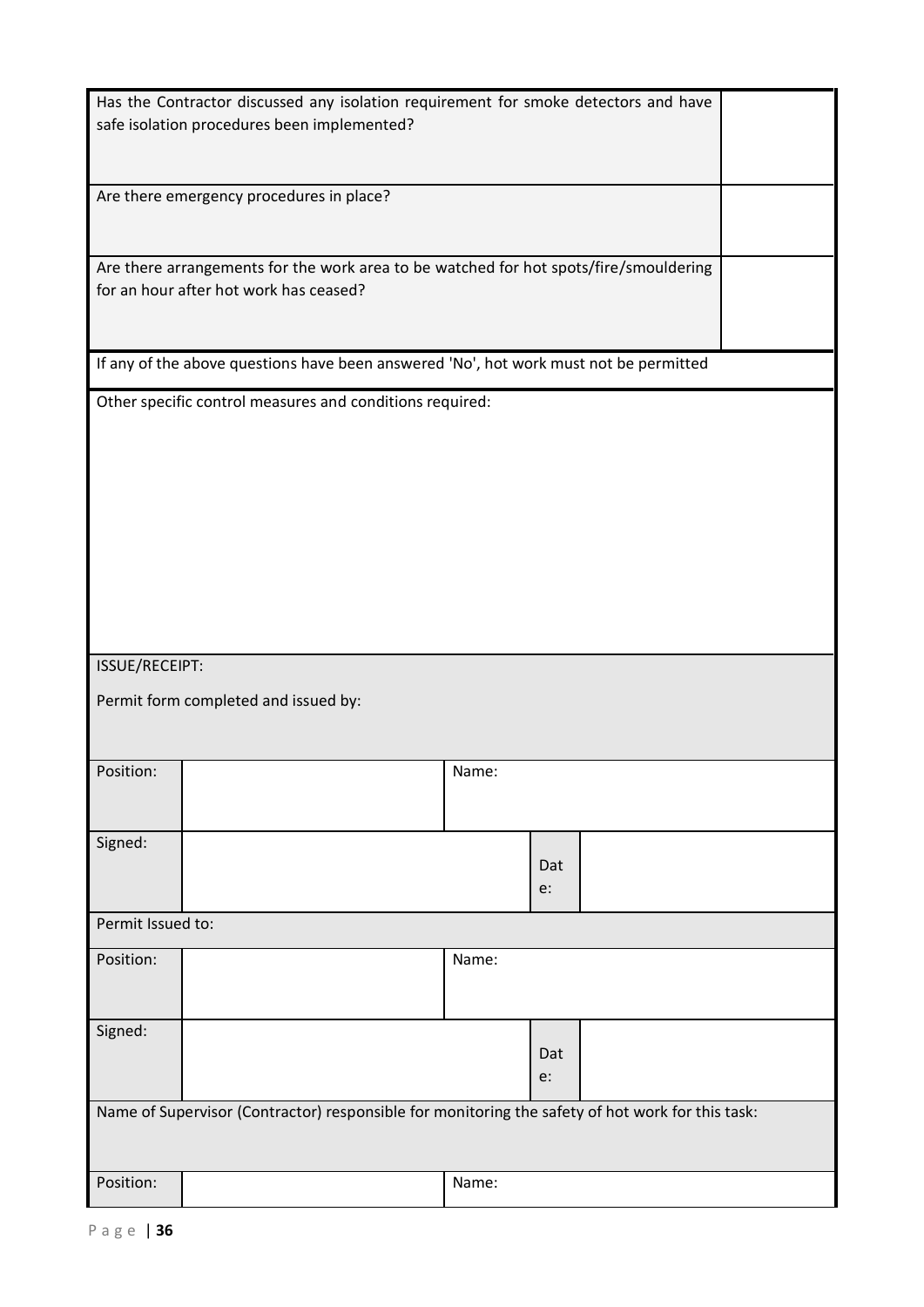| Has the Contractor discussed any isolation requirement for smoke detectors and have safe isolation procedures been implemented? | |
|---|---|
| Are there emergency procedures in place? | |
| Are there arrangements for the work area to be watched for hot spots/fire/smouldering for an hour after hot work has ceased? | |

If any of the above questions have been answered 'No', hot work must not be permitted

Other specific control measures and conditions required:

ISSUE/RECEIPT:

Permit form completed and issued by:

| Position: | | Name: | |
|---|---|---|---|
| Signed: | | Date: | |

Permit Issued to:

| Position: | | Name: | |
|---|---|---|---|
| Signed: | | Date: | |

Name of Supervisor (Contractor) responsible for monitoring the safety of hot work for this task:

| Position: | | Name: | |
|---|---|---|---|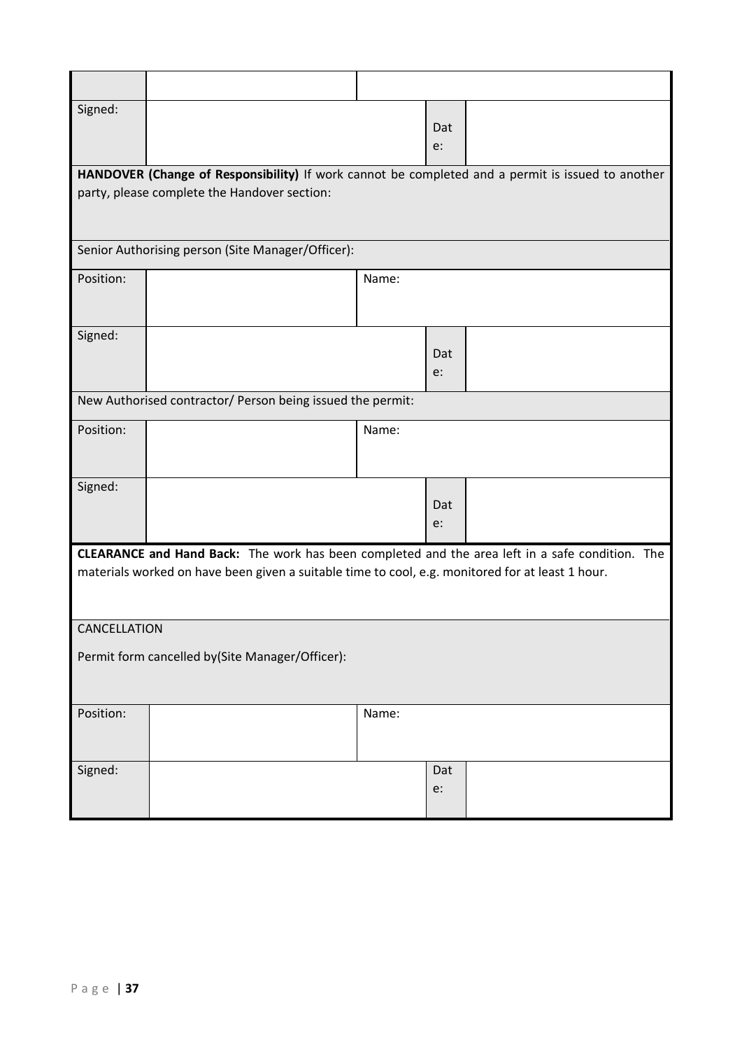| | | | | |
|---|---|---|---|---|
| | | | | |
| Signed: | | | Date: | |
| **HANDOVER (Change of Responsibility)** If work cannot be completed and a permit is issued to another party, please complete the Handover section: | | | | |
| Senior Authorising person (Site Manager/Officer): | | | | |
| Position: | | Name: | | |
| Signed: | | | Date: | |
| New Authorised contractor/ Person being issued the permit: | | | | |
| Position: | | Name: | | |
| Signed: | | | Date: | |
| **CLEARANCE and Hand Back:** The work has been completed and the area left in a safe condition. The materials worked on have been given a suitable time to cool, e.g. monitored for at least 1 hour. | | | | |
| CANCELLATION<br><br>Permit form cancelled by(Site Manager/Officer): | | | | |
| Position: | | Name: | | |
| Signed: | | | Date: | |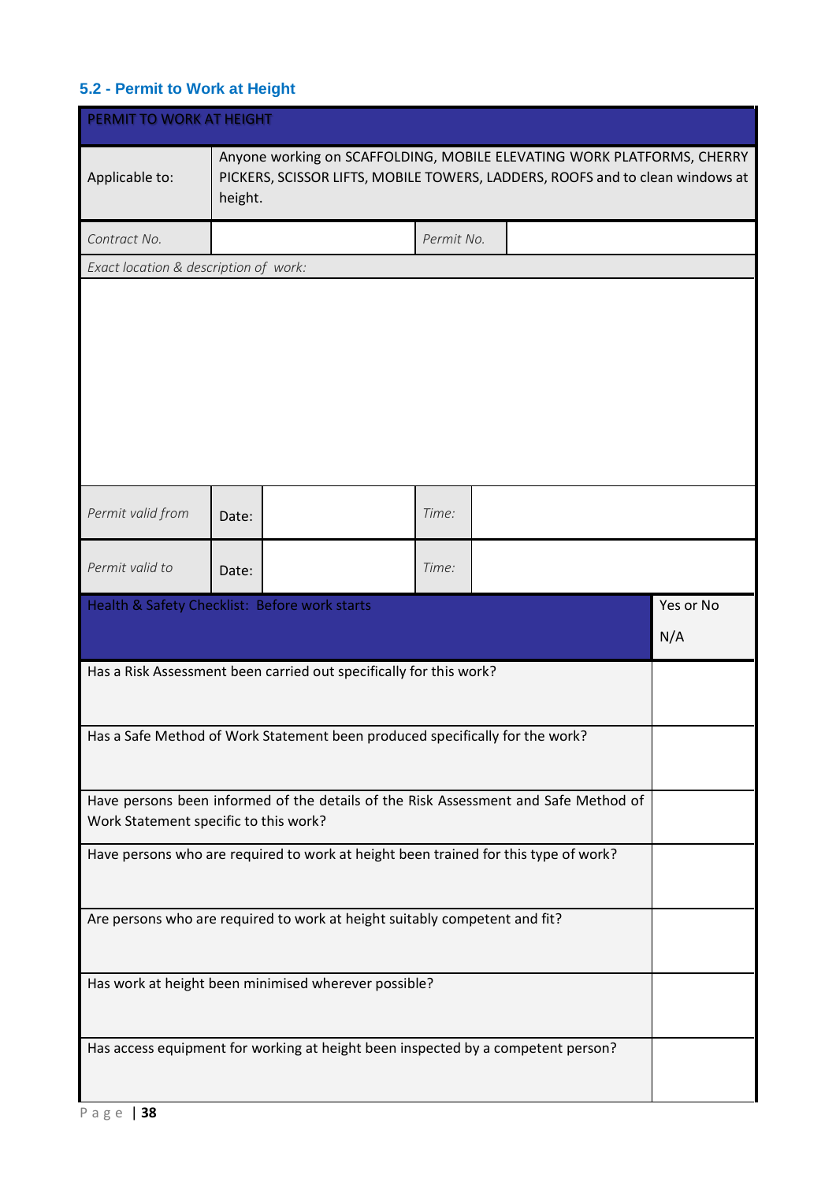## 5.2 - Permit to Work at Height

| PERMIT TO WORK AT HEIGHT | | | | |
|---|---|---|---|---|
| Applicable to: | Anyone working on SCAFFOLDING, MOBILE ELEVATING WORK PLATFORMS, CHERRY PICKERS, SCISSOR LIFTS, MOBILE TOWERS, LADDERS, ROOFS and to clean windows at height. | | | |
| *Contract No.* | | | *Permit No.* | |
| *Exact location & description of work:* | | | | |
| | | | | |
| *Permit valid from* | Date: | | *Time:* | |
| *Permit valid to* | Date: | | *Time:* | |

| Health & Safety Checklist: Before work starts | Yes or No<br>N/A |
|---|---|
| Has a Risk Assessment been carried out specifically for this work? | |
| Has a Safe Method of Work Statement been produced specifically for the work? | |
| Have persons been informed of the details of the Risk Assessment and Safe Method of Work Statement specific to this work? | |
| Have persons who are required to work at height been trained for this type of work? | |
| Are persons who are required to work at height suitably competent and fit? | |
| Has work at height been minimised wherever possible? | |
| Has access equipment for working at height been inspected by a competent person? | |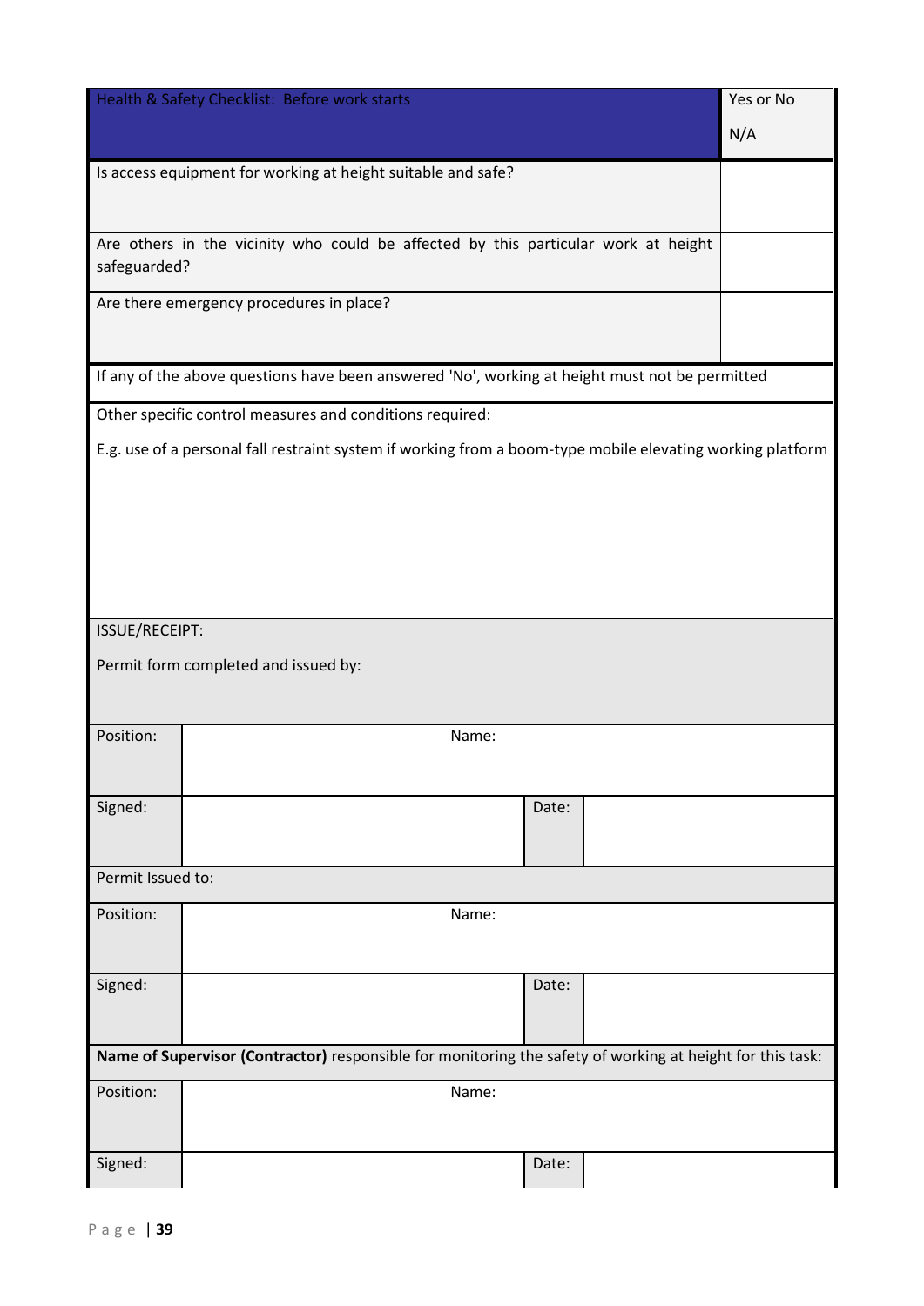| Health & Safety Checklist: Before work starts | Yes or No<br>N/A |
|---|---|
| Is access equipment for working at height suitable and safe? | |
| Are others in the vicinity who could be affected by this particular work at height safeguarded? | |
| Are there emergency procedures in place? | |

If any of the above questions have been answered 'No', working at height must not be permitted

Other specific control measures and conditions required:

E.g. use of a personal fall restraint system if working from a boom-type mobile elevating working platform

ISSUE/RECEIPT:

Permit form completed and issued by:

| Position: | | Name: | |
|---|---|---|---|
| Signed: | | Date: | |

Permit Issued to:

| Position: | | Name: | |
|---|---|---|---|
| Signed: | | Date: | |

**Name of Supervisor (Contractor)** responsible for monitoring the safety of working at height for this task:

| Position: | | Name: | |
|---|---|---|---|
| Signed: | | Date: | |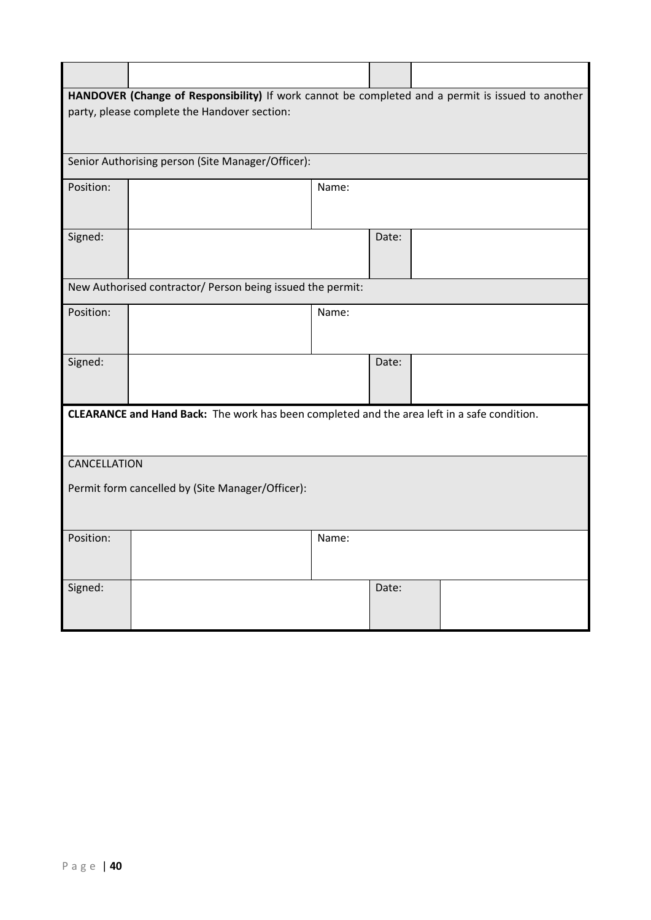| | | | |
|---|---|---|---|
| | | | |
| **HANDOVER (Change of Responsibility)** If work cannot be completed and a permit is issued to another party, please complete the Handover section: | | | |
| Senior Authorising person (Site Manager/Officer): | | | |
| Position: | | Name: | |
| Signed: | | Date: | |
| New Authorised contractor/ Person being issued the permit: | | | |
| Position: | | Name: | |
| Signed: | | Date: | |
| **CLEARANCE and Hand Back:** The work has been completed and the area left in a safe condition. | | | |
| CANCELLATION<br><br>Permit form cancelled by (Site Manager/Officer): | | | |
| Position: | | Name: | |
| Signed: | | Date: | |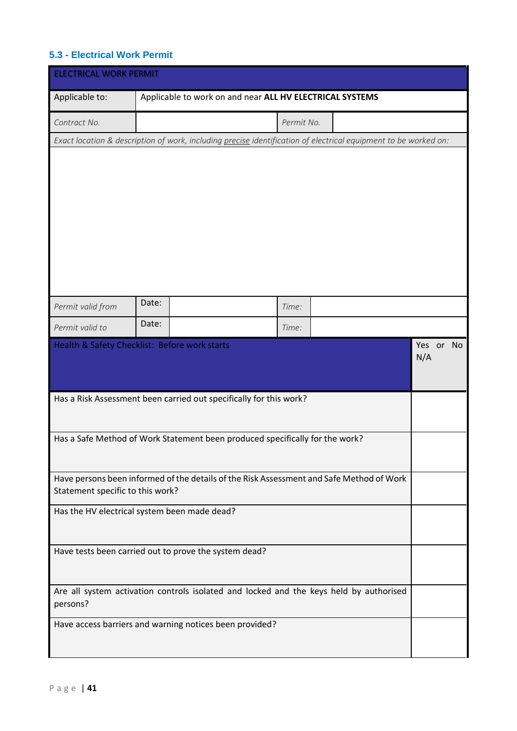### 5.3 - Electrical Work Permit

| ELECTRICAL WORK PERMIT | | | | |
|---|---|---|---|---|
| Applicable to: | Applicable to work on and near **ALL HV ELECTRICAL SYSTEMS** | | | |
| *Contract No.* | | | *Permit No.* | |
| *Exact location & description of work, including precise identification of electrical equipment to be worked on:* | | | | |
| | | | | |
| *Permit valid from* | Date: | | *Time:* | |
| *Permit valid to* | Date: | | *Time:* | |

| Health & Safety Checklist: Before work starts | Yes or No N/A |
|---|---|
| Has a Risk Assessment been carried out specifically for this work? | |
| Has a Safe Method of Work Statement been produced specifically for the work? | |
| Have persons been informed of the details of the Risk Assessment and Safe Method of Work Statement specific to this work? | |
| Has the HV electrical system been made dead? | |
| Have tests been carried out to prove the system dead? | |
| Are all system activation controls isolated and locked and the keys held by authorised persons? | |
| Have access barriers and warning notices been provided? | |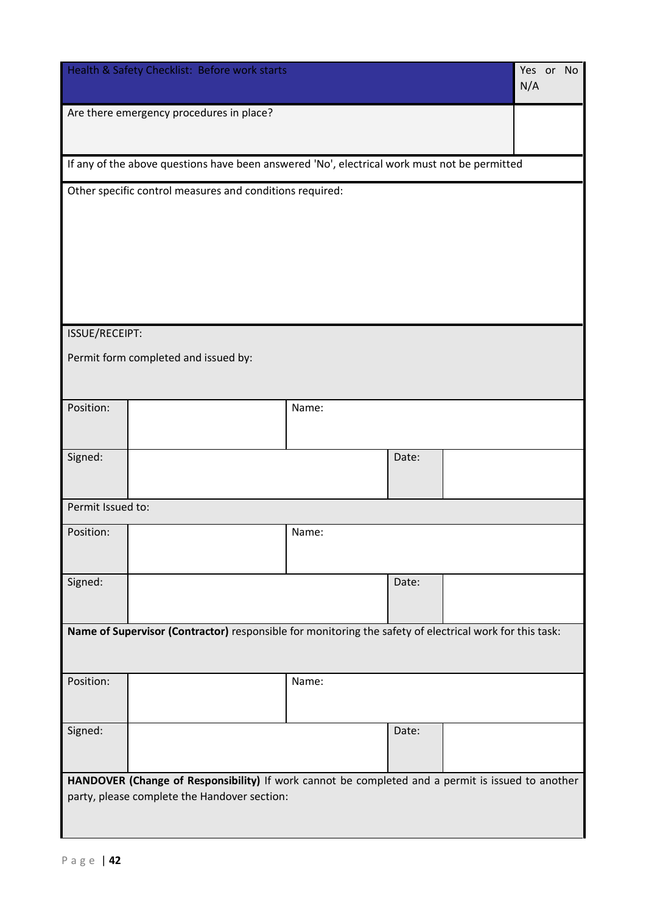| Health & Safety Checklist: Before work starts | Yes or No N/A |
|---|---|
| Are there emergency procedures in place? | |

If any of the above questions have been answered 'No', electrical work must not be permitted

Other specific control measures and conditions required:

ISSUE/RECEIPT:

Permit form completed and issued by:

| Position: | | Name: | |
|---|---|---|---|
| Signed: | | Date: | |

Permit Issued to:

| Position: | | Name: | |
|---|---|---|---|
| Signed: | | Date: | |

**Name of Supervisor (Contractor)** responsible for monitoring the safety of electrical work for this task:

| Position: | | Name: | |
|---|---|---|---|
| Signed: | | Date: | |

**HANDOVER (Change of Responsibility)** If work cannot be completed and a permit is issued to another party, please complete the Handover section: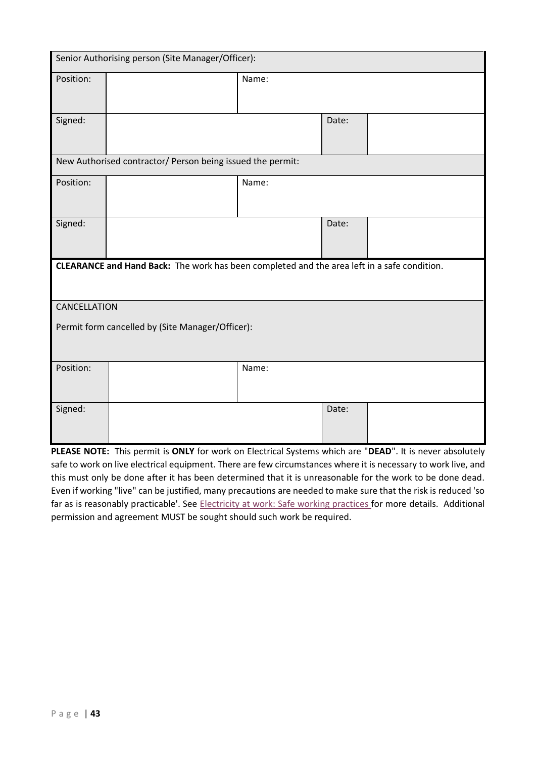| Senior Authorising person (Site Manager/Officer): | | | |
|---|---|---|---|
| Position: | | Name: | |
| Signed: | | Date: | |
| **New Authorised contractor/ Person being issued the permit:** | | | |
| Position: | | Name: | |
| Signed: | | Date: | |

**CLEARANCE and Hand Back:** The work has been completed and the area left in a safe condition.

| CANCELLATION<br><br>Permit form cancelled by (Site Manager/Officer): | | | |
|---|---|---|---|
| Position: | | Name: | |
| Signed: | | Date: | |

**PLEASE NOTE:** This permit is **ONLY** for work on Electrical Systems which are "**DEAD**". It is never absolutely safe to work on live electrical equipment. There are few circumstances where it is necessary to work live, and this must only be done after it has been determined that it is unreasonable for the work to be done dead. Even if working "live" can be justified, many precautions are needed to make sure that the risk is reduced 'so far as is reasonably practicable'. See Electricity at work: Safe working practices for more details. Additional permission and agreement MUST be sought should such work be required.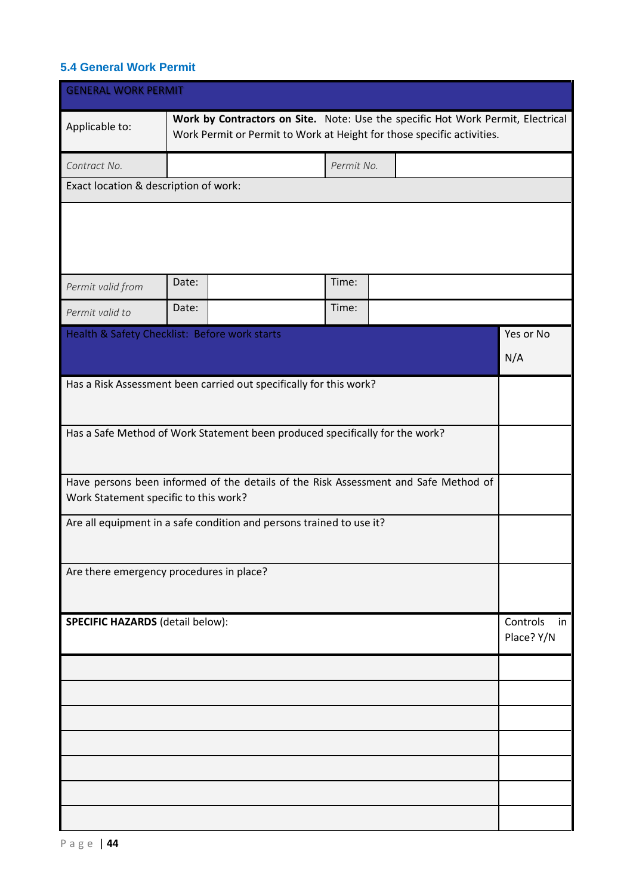### 5.4 General Work Permit

| GENERAL WORK PERMIT | | | |
|---|---|---|---|
| Applicable to: | **Work by Contractors on Site.** Note: Use the specific Hot Work Permit, Electrical Work Permit or Permit to Work at Height for those specific activities. | | |
| *Contract No.* | | *Permit No.* | |
| Exact location & description of work: | | | |
| | | | |
| *Permit valid from* | Date: | Time: | |
| *Permit valid to* | Date: | Time: | |

| Health & Safety Checklist: Before work starts | Yes or No<br>N/A |
|---|---|
| Has a Risk Assessment been carried out specifically for this work? | |
| Has a Safe Method of Work Statement been produced specifically for the work? | |
| Have persons been informed of the details of the Risk Assessment and Safe Method of Work Statement specific to this work? | |
| Are all equipment in a safe condition and persons trained to use it? | |
| Are there emergency procedures in place? | |

| **SPECIFIC HAZARDS** (detail below): | Controls in Place? Y/N |
|---|---|
| | |
| | |
| | |
| | |
| | |
| | |
| | |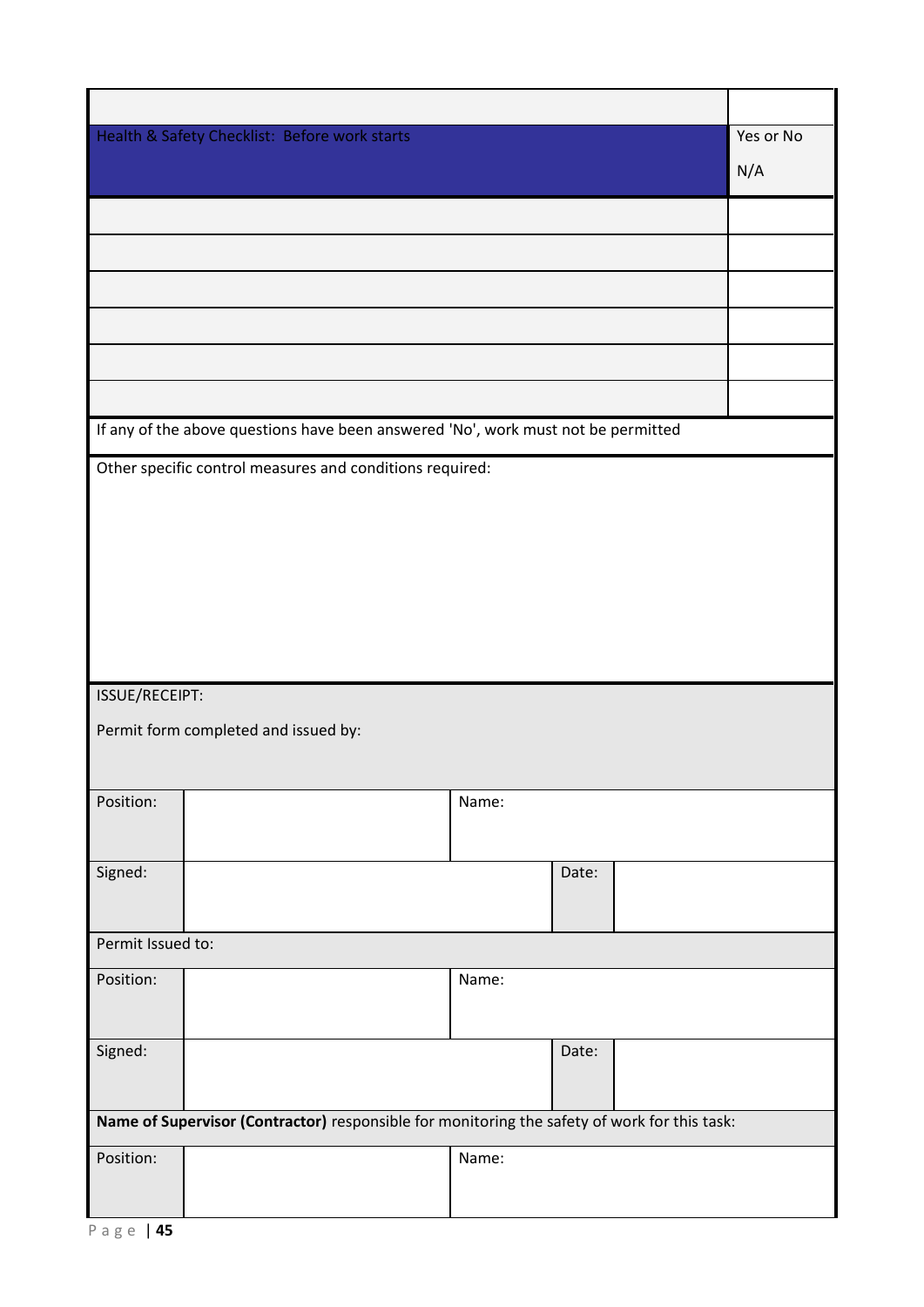| Health & Safety Checklist: Before work starts | Yes or No<br>N/A |
|---|---|
| | |
| | |
| | |
| | |
| | |
| | |

If any of the above questions have been answered 'No', work must not be permitted

Other specific control measures and conditions required:

ISSUE/RECEIPT:

Permit form completed and issued by:

| Position: | | Name: | |
|---|---|---|---|
| Signed: | | Date: | |

Permit Issued to:

| Position: | | Name: | |
|---|---|---|---|
| Signed: | | Date: | |

**Name of Supervisor (Contractor)** responsible for monitoring the safety of work for this task:

| Position: | | Name: | |
|---|---|---|---|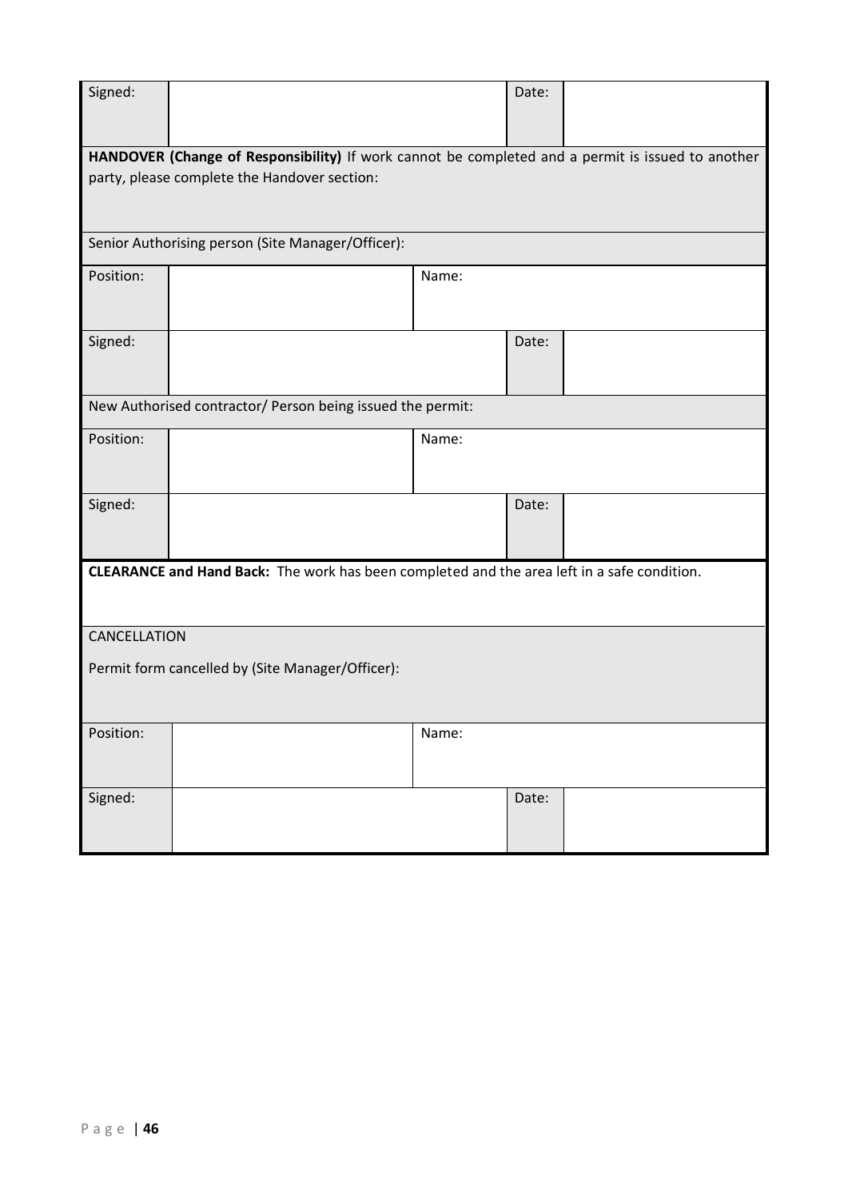| Signed: | | | Date: | |
|---|---|---|---|---|
| **HANDOVER (Change of Responsibility)** If work cannot be completed and a permit is issued to another party, please complete the Handover section: | | | | |
| Senior Authorising person (Site Manager/Officer): | | | | |
| Position: | | Name: | | |
| Signed: | | | Date: | |
| New Authorised contractor/ Person being issued the permit: | | | | |
| Position: | | Name: | | |
| Signed: | | | Date: | |
| **CLEARANCE and Hand Back:** The work has been completed and the area left in a safe condition. | | | | |
| CANCELLATION<br><br>Permit form cancelled by (Site Manager/Officer): | | | | |
| Position: | | Name: | | |
| Signed: | | | Date: | |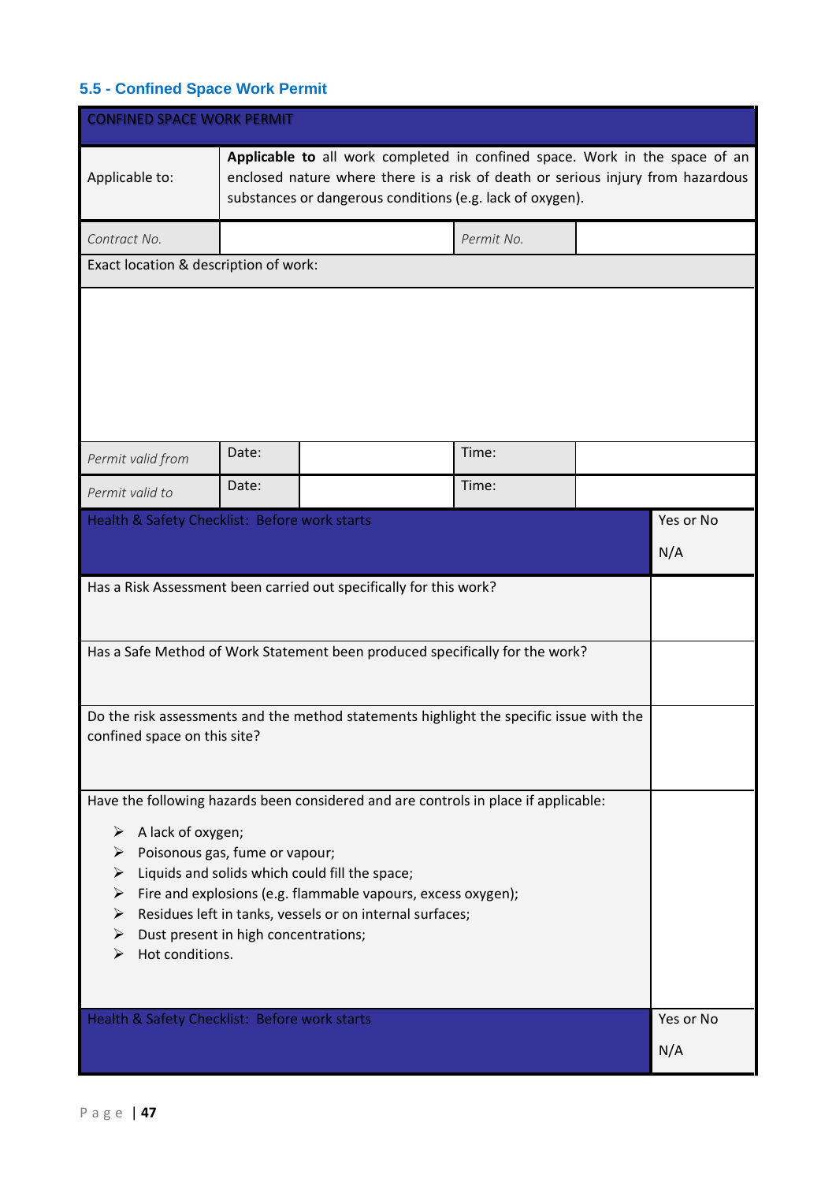## 5.5 - Confined Space Work Permit

| CONFINED SPACE WORK PERMIT | | | | |
|---|---|---|---|---|
| Applicable to: | **Applicable to** all work completed in confined space. Work in the space of an enclosed nature where there is a risk of death or serious injury from hazardous substances or dangerous conditions (e.g. lack of oxygen). | | | |
| *Contract No.* | | | *Permit No.* | |
| Exact location & description of work: | | | | |
| | | | | |
| *Permit valid from* | Date: | | Time: | |
| *Permit valid to* | Date: | | Time: | |

| Health & Safety Checklist: Before work starts | Yes or No<br>N/A |
|---|---|
| Has a Risk Assessment been carried out specifically for this work? | |
| Has a Safe Method of Work Statement been produced specifically for the work? | |
| Do the risk assessments and the method statements highlight the specific issue with the confined space on this site? | |
| Have the following hazards been considered and are controls in place if applicable:<br>➢ A lack of oxygen;<br>➢ Poisonous gas, fume or vapour;<br>➢ Liquids and solids which could fill the space;<br>➢ Fire and explosions (e.g. flammable vapours, excess oxygen);<br>➢ Residues left in tanks, vessels or on internal surfaces;<br>➢ Dust present in high concentrations;<br>➢ Hot conditions. | |
| **Health & Safety Checklist: Before work starts** | **Yes or No<br>N/A** |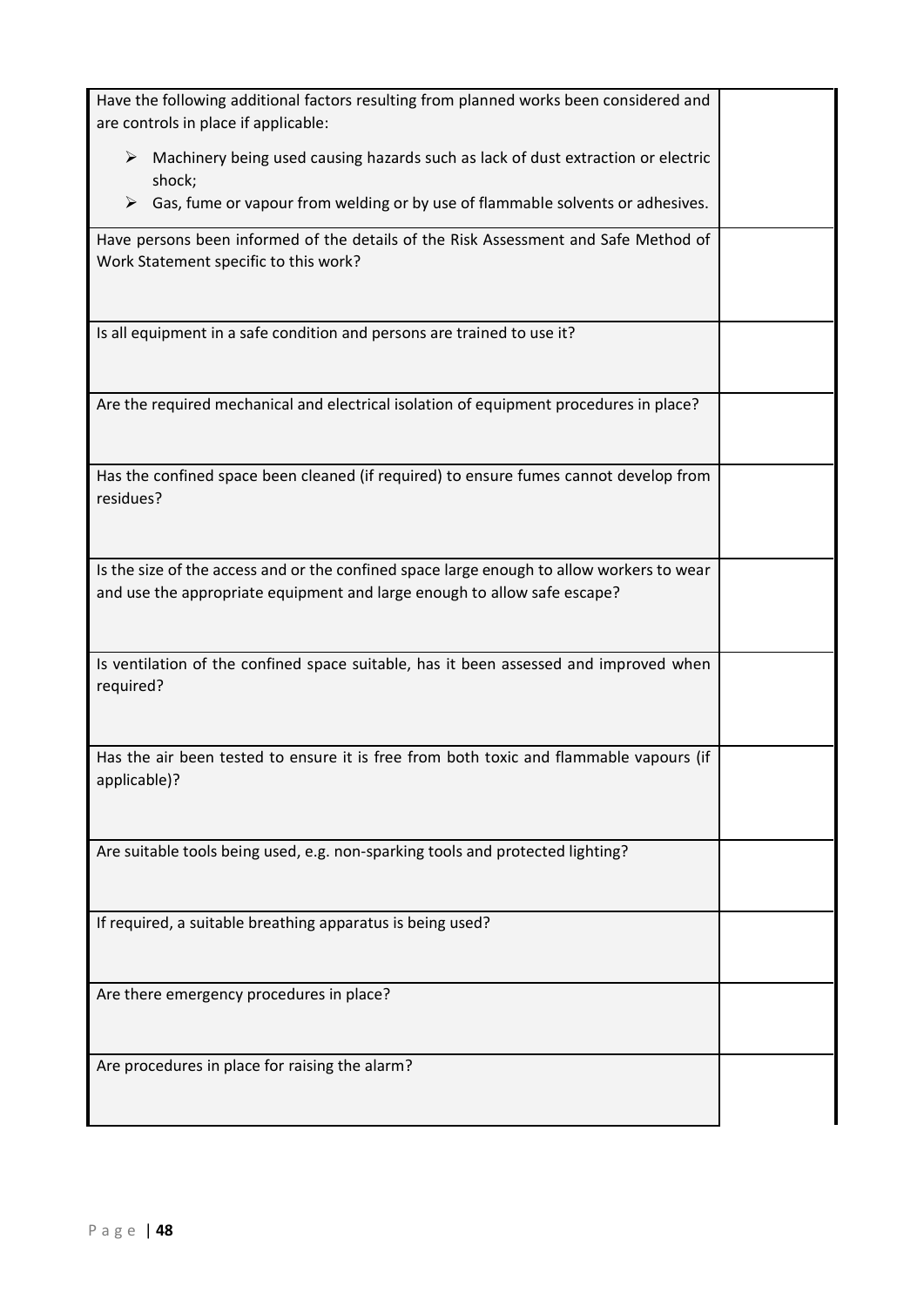| | |
|---|---|
| Have the following additional factors resulting from planned works been considered and are controls in place if applicable:<br>➢ Machinery being used causing hazards such as lack of dust extraction or electric shock;<br>➢ Gas, fume or vapour from welding or by use of flammable solvents or adhesives. | |
| Have persons been informed of the details of the Risk Assessment and Safe Method of Work Statement specific to this work? | |
| Is all equipment in a safe condition and persons are trained to use it? | |
| Are the required mechanical and electrical isolation of equipment procedures in place? | |
| Has the confined space been cleaned (if required) to ensure fumes cannot develop from residues? | |
| Is the size of the access and or the confined space large enough to allow workers to wear and use the appropriate equipment and large enough to allow safe escape? | |
| Is ventilation of the confined space suitable, has it been assessed and improved when required? | |
| Has the air been tested to ensure it is free from both toxic and flammable vapours (if applicable)? | |
| Are suitable tools being used, e.g. non-sparking tools and protected lighting? | |
| If required, a suitable breathing apparatus is being used? | |
| Are there emergency procedures in place? | |
| Are procedures in place for raising the alarm? | |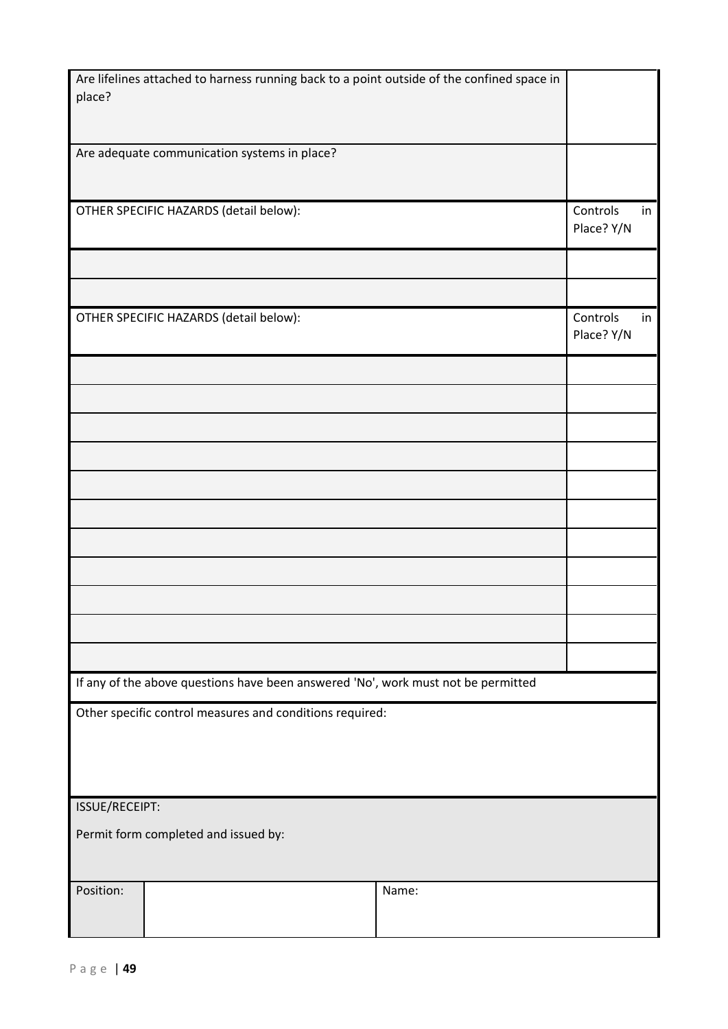| | |
|---|---|
| Are lifelines attached to harness running back to a point outside of the confined space in place? | |
| Are adequate communication systems in place? | |
| OTHER SPECIFIC HAZARDS (detail below): | Controls in Place? Y/N |
| | |
| | |
| OTHER SPECIFIC HAZARDS (detail below): | Controls in Place? Y/N |
| | |
| | |
| | |
| | |
| | |
| | |
| | |
| | |
| | |
| | |
| | |
| If any of the above questions have been answered 'No', work must not be permitted | |
| Other specific control measures and conditions required: | |

| | | |
|---|---|---|
| ISSUE/RECEIPT:<br><br>Permit form completed and issued by: | | |
| Position: | | Name: |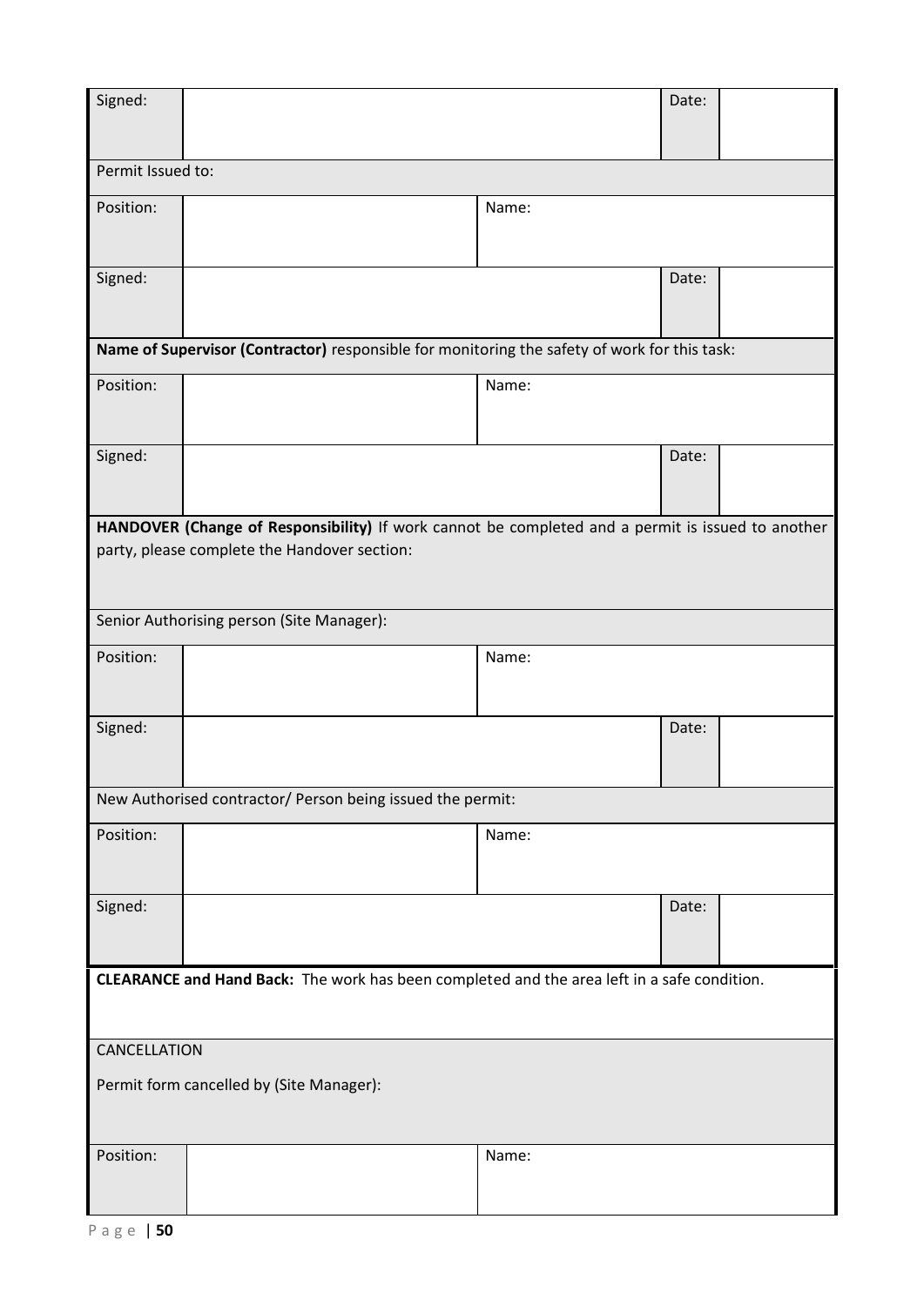| Signed: | | | Date: | |
|---|---|---|---|---|
| Permit Issued to: | | | | |
| Position: | | Name: | | |
| Signed: | | | Date: | |
| **Name of Supervisor (Contractor)** responsible for monitoring the safety of work for this task: | | | | |
| Position: | | Name: | | |
| Signed: | | | Date: | |
| **HANDOVER (Change of Responsibility)** If work cannot be completed and a permit is issued to another party, please complete the Handover section: | | | | |
| Senior Authorising person (Site Manager): | | | | |
| Position: | | Name: | | |
| Signed: | | | Date: | |
| New Authorised contractor/ Person being issued the permit: | | | | |
| Position: | | Name: | | |
| Signed: | | | Date: | |
| **CLEARANCE and Hand Back:** The work has been completed and the area left in a safe condition. | | | | |
| CANCELLATION<br><br>Permit form cancelled by (Site Manager): | | | | |
| Position: | | Name: | | |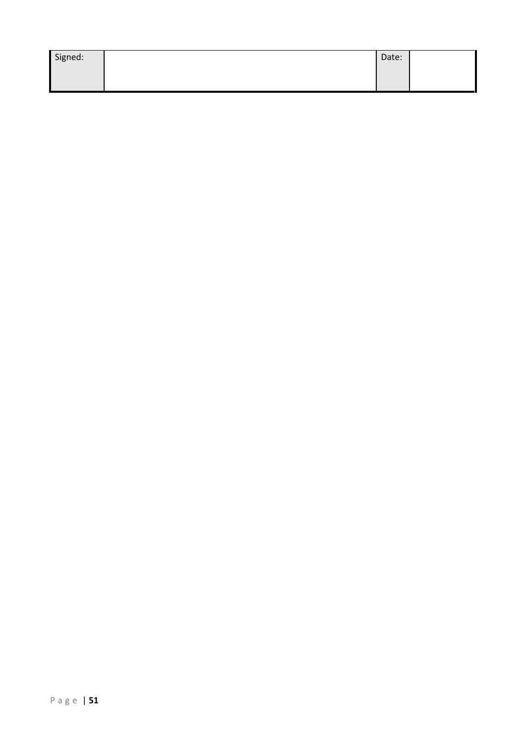| Signed: | | Date: | |
|---|---|---|---|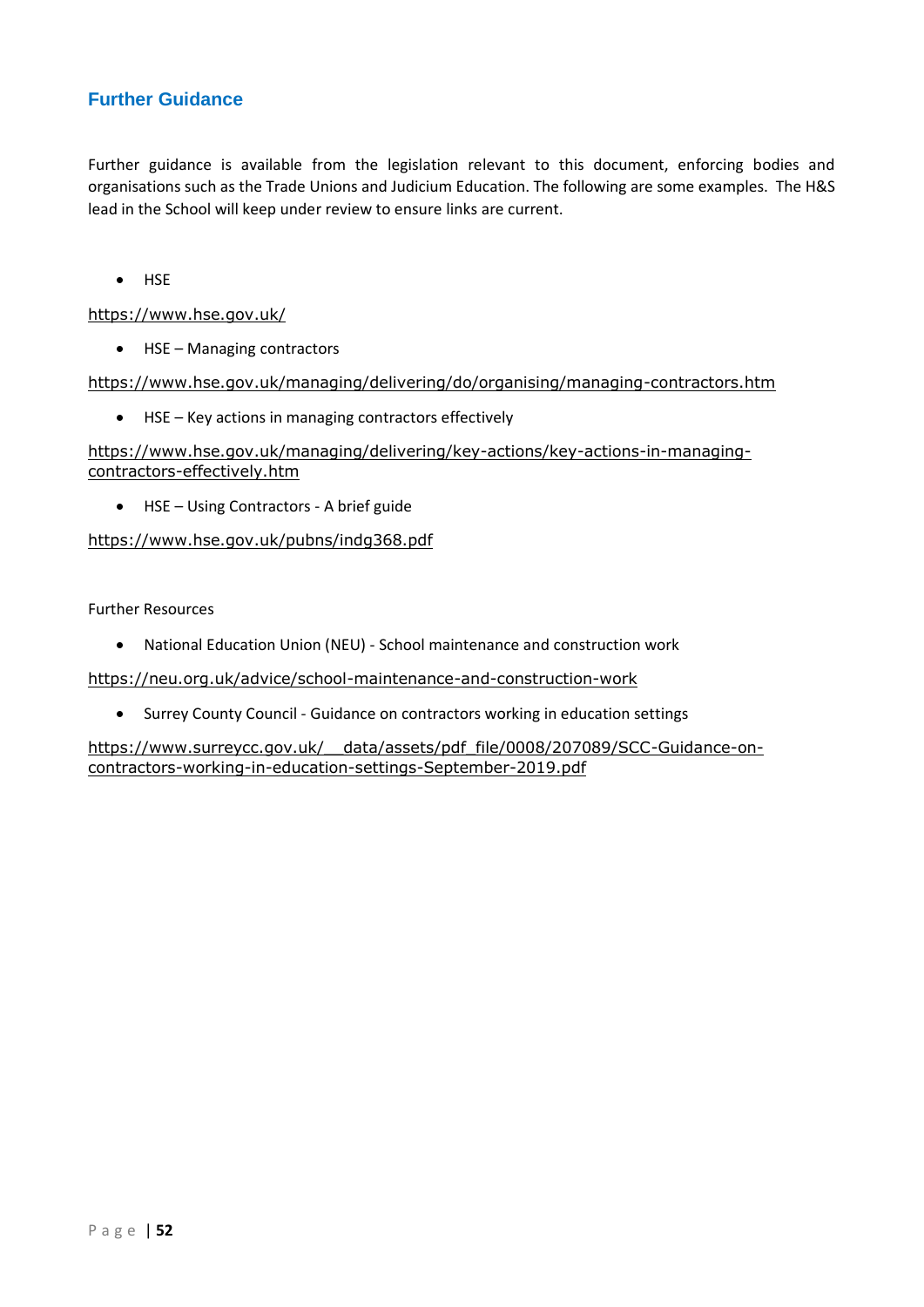## Further Guidance

Further guidance is available from the legislation relevant to this document, enforcing bodies and organisations such as the Trade Unions and Judicium Education. The following are some examples. The H&S lead in the School will keep under review to ensure links are current.

- HSE

https://www.hse.gov.uk/

- HSE – Managing contractors

https://www.hse.gov.uk/managing/delivering/do/organising/managing-contractors.htm

- HSE – Key actions in managing contractors effectively

https://www.hse.gov.uk/managing/delivering/key-actions/key-actions-in-managing-contractors-effectively.htm

- HSE – Using Contractors - A brief guide

https://www.hse.gov.uk/pubns/indg368.pdf

Further Resources

- National Education Union (NEU) - School maintenance and construction work

https://neu.org.uk/advice/school-maintenance-and-construction-work

- Surrey County Council - Guidance on contractors working in education settings

https://www.surreycc.gov.uk/__data/assets/pdf_file/0008/207089/SCC-Guidance-on-contractors-working-in-education-settings-September-2019.pdf